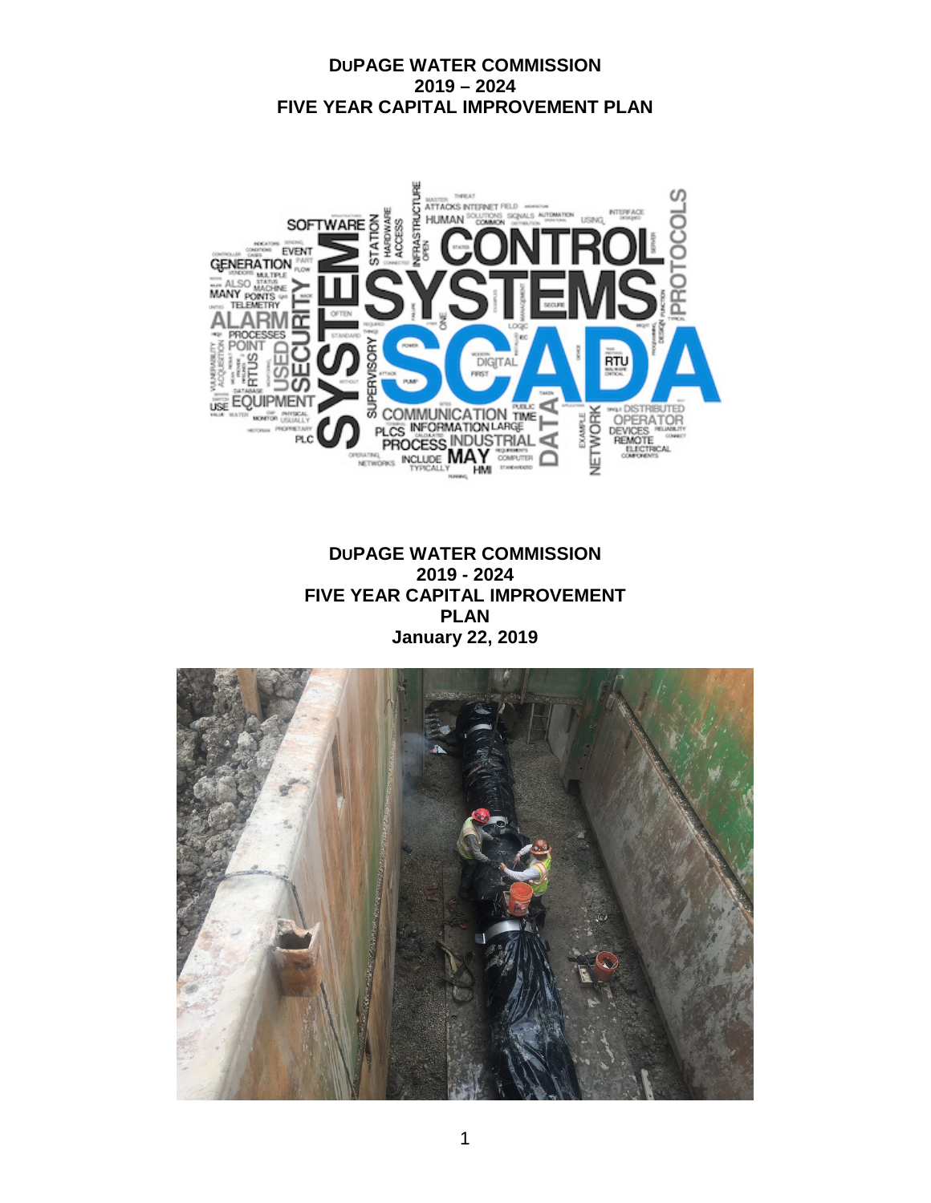# DUPAGE WATER COMMISSION
## 2019 – 2024
## FIVE YEAR CAPITAL IMPROVEMENT PLAN

**DUPAGE WATER COMMISSION**
**2019 - 2024**
**FIVE YEAR CAPITAL IMPROVEMENT PLAN**
**January 22, 2019**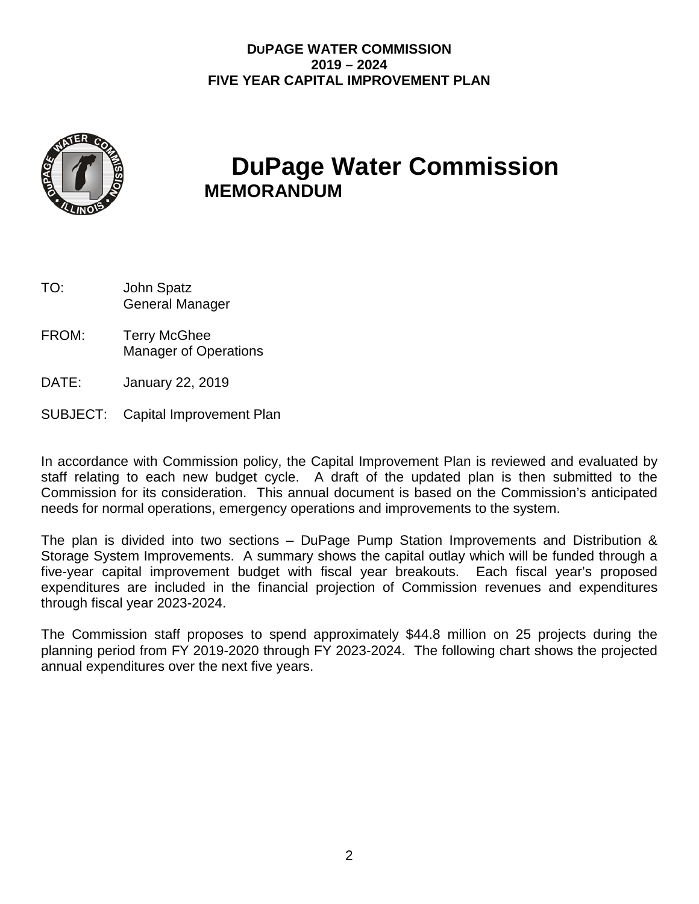**DUPAGE WATER COMMISSION**
**2019 – 2024**
**FIVE YEAR CAPITAL IMPROVEMENT PLAN**

# DuPage Water Commission
## MEMORANDUM

TO: John Spatz
General Manager

FROM: Terry McGhee
Manager of Operations

DATE: January 22, 2019

SUBJECT: Capital Improvement Plan

In accordance with Commission policy, the Capital Improvement Plan is reviewed and evaluated by staff relating to each new budget cycle. A draft of the updated plan is then submitted to the Commission for its consideration. This annual document is based on the Commission's anticipated needs for normal operations, emergency operations and improvements to the system.

The plan is divided into two sections – DuPage Pump Station Improvements and Distribution & Storage System Improvements. A summary shows the capital outlay which will be funded through a five-year capital improvement budget with fiscal year breakouts. Each fiscal year's proposed expenditures are included in the financial projection of Commission revenues and expenditures through fiscal year 2023-2024.

The Commission staff proposes to spend approximately $44.8 million on 25 projects during the planning period from FY 2019-2020 through FY 2023-2024. The following chart shows the projected annual expenditures over the next five years.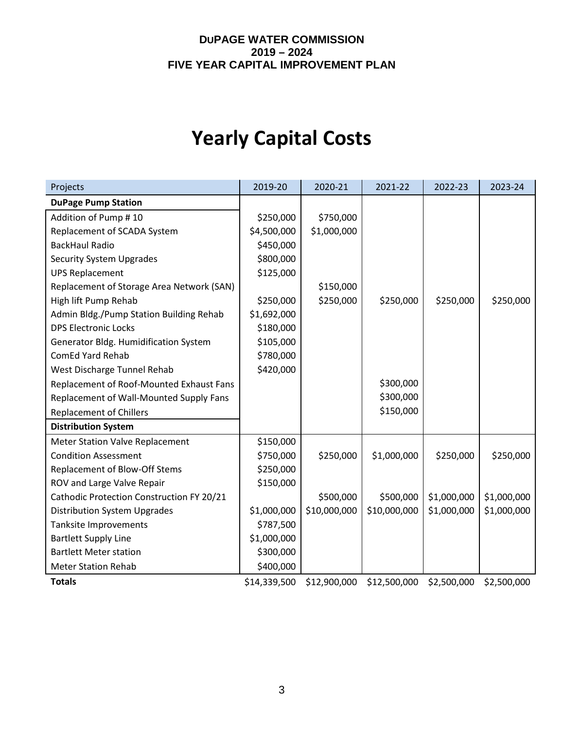**DUPAGE WATER COMMISSION**
**2019 – 2024**
**FIVE YEAR CAPITAL IMPROVEMENT PLAN**

# Yearly Capital Costs

| Projects | 2019-20 | 2020-21 | 2021-22 | 2022-23 | 2023-24 |
|---|---|---|---|---|---|
| **DuPage Pump Station** | | | | | |
| Addition of Pump # 10 | $250,000 | $750,000 | | | |
| Replacement of SCADA System | $4,500,000 | $1,000,000 | | | |
| BackHaul Radio | $450,000 | | | | |
| Security System Upgrades | $800,000 | | | | |
| UPS Replacement | $125,000 | | | | |
| Replacement of Storage Area Network (SAN) | | $150,000 | | | |
| High lift Pump Rehab | $250,000 | $250,000 | $250,000 | $250,000 | $250,000 |
| Admin Bldg./Pump Station Building Rehab | $1,692,000 | | | | |
| DPS Electronic Locks | $180,000 | | | | |
| Generator Bldg. Humidification System | $105,000 | | | | |
| ComEd Yard Rehab | $780,000 | | | | |
| West Discharge Tunnel Rehab | $420,000 | | | | |
| Replacement of Roof-Mounted Exhaust Fans | | | $300,000 | | |
| Replacement of Wall-Mounted Supply Fans | | | $300,000 | | |
| Replacement of Chillers | | | $150,000 | | |
| **Distribution System** | | | | | |
| Meter Station Valve Replacement | $150,000 | | | | |
| Condition Assessment | $750,000 | $250,000 | $1,000,000 | $250,000 | $250,000 |
| Replacement of Blow-Off Stems | $250,000 | | | | |
| ROV and Large Valve Repair | $150,000 | | | | |
| Cathodic Protection Construction FY 20/21 | | $500,000 | $500,000 | $1,000,000 | $1,000,000 |
| Distribution System Upgrades | $1,000,000 | $10,000,000 | $10,000,000 | $1,000,000 | $1,000,000 |
| Tanksite Improvements | $787,500 | | | | |
| Bartlett Supply Line | $1,000,000 | | | | |
| Bartlett Meter station | $300,000 | | | | |
| Meter Station Rehab | $400,000 | | | | |
| **Totals** | $14,339,500 | $12,900,000 | $12,500,000 | $2,500,000 | $2,500,000 |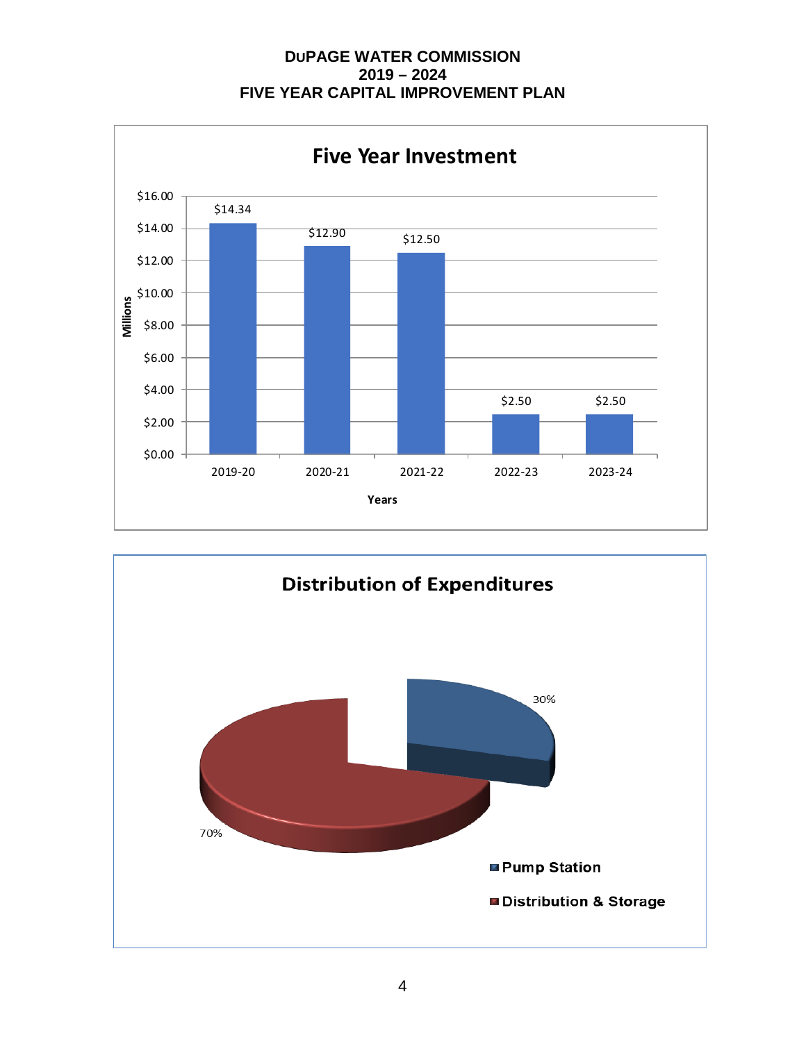# DUPAGE WATER COMMISSION
# 2019 – 2024
# FIVE YEAR CAPITAL IMPROVEMENT PLAN

## Five Year Investment

| Years | Millions |
|---|---|
| 2019-20 | $14.34 |
| 2020-21 | $12.90 |
| 2021-22 | $12.50 |
| 2022-23 | $2.50 |
| 2023-24 | $2.50 |

## Distribution of Expenditures

| Category | Percent |
|---|---|
| Pump Station | 30% |
| Distribution & Storage | 70% |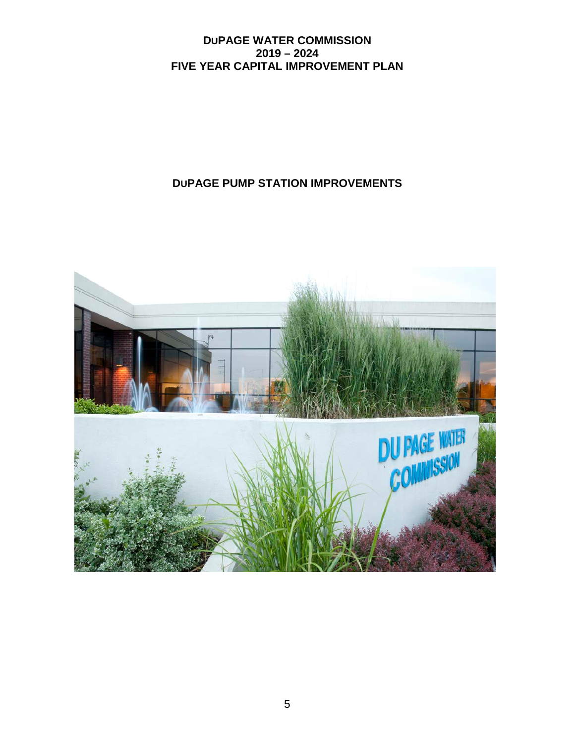# DUPAGE WATER COMMISSION
# 2019 – 2024
# FIVE YEAR CAPITAL IMPROVEMENT PLAN

## DUPAGE PUMP STATION IMPROVEMENTS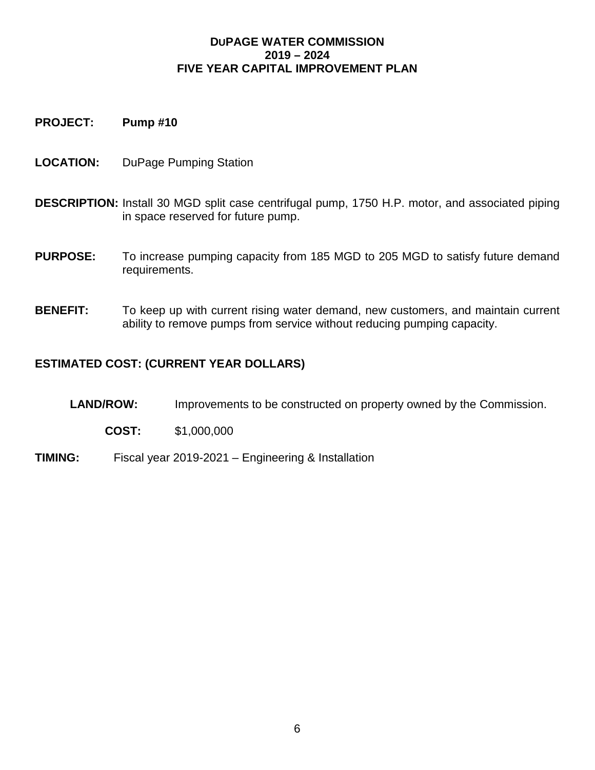**DUPAGE WATER COMMISSION**
**2019 – 2024**
**FIVE YEAR CAPITAL IMPROVEMENT PLAN**

**PROJECT:** **Pump #10**

**LOCATION:** DuPage Pumping Station

**DESCRIPTION:** Install 30 MGD split case centrifugal pump, 1750 H.P. motor, and associated piping in space reserved for future pump.

**PURPOSE:** To increase pumping capacity from 185 MGD to 205 MGD to satisfy future demand requirements.

**BENEFIT:** To keep up with current rising water demand, new customers, and maintain current ability to remove pumps from service without reducing pumping capacity.

**ESTIMATED COST: (CURRENT YEAR DOLLARS)**

**LAND/ROW:** Improvements to be constructed on property owned by the Commission.

**COST:** $1,000,000

**TIMING:** Fiscal year 2019-2021 – Engineering & Installation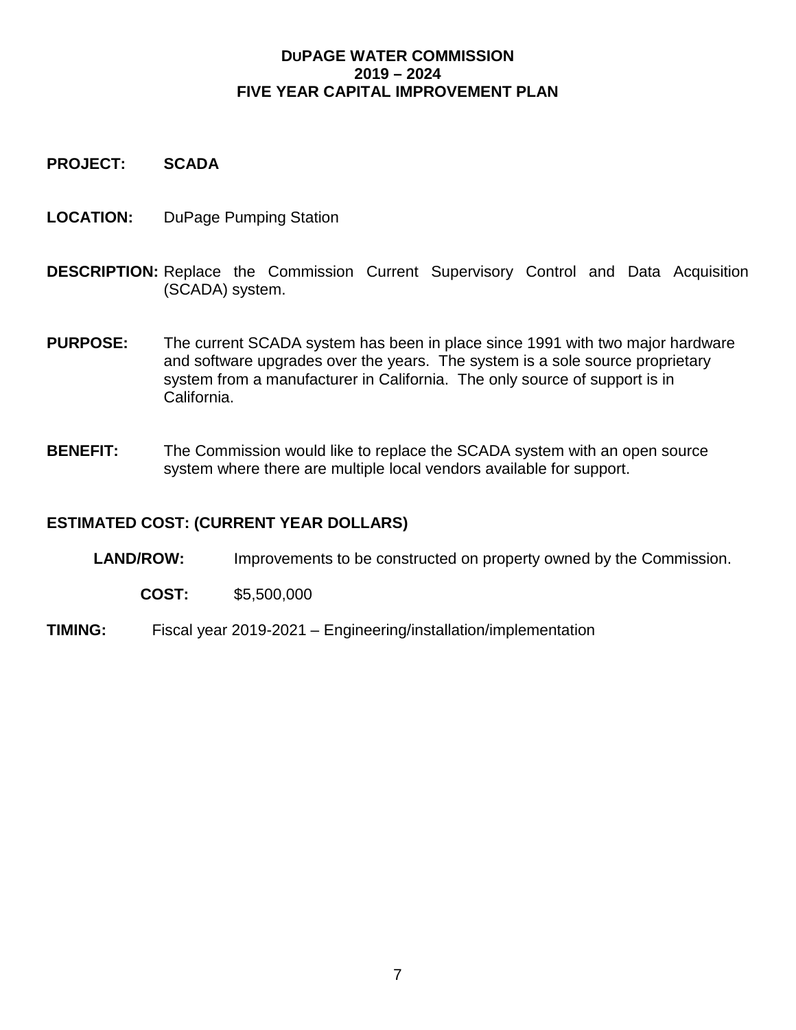# DuPAGE WATER COMMISSION
# 2019 – 2024
# FIVE YEAR CAPITAL IMPROVEMENT PLAN

**PROJECT:** **SCADA**

**LOCATION:** DuPage Pumping Station

**DESCRIPTION:** Replace the Commission Current Supervisory Control and Data Acquisition (SCADA) system.

**PURPOSE:** The current SCADA system has been in place since 1991 with two major hardware and software upgrades over the years. The system is a sole source proprietary system from a manufacturer in California. The only source of support is in California.

**BENEFIT:** The Commission would like to replace the SCADA system with an open source system where there are multiple local vendors available for support.

**ESTIMATED COST: (CURRENT YEAR DOLLARS)**

**LAND/ROW:** Improvements to be constructed on property owned by the Commission.

**COST:** $5,500,000

**TIMING:** Fiscal year 2019-2021 – Engineering/installation/implementation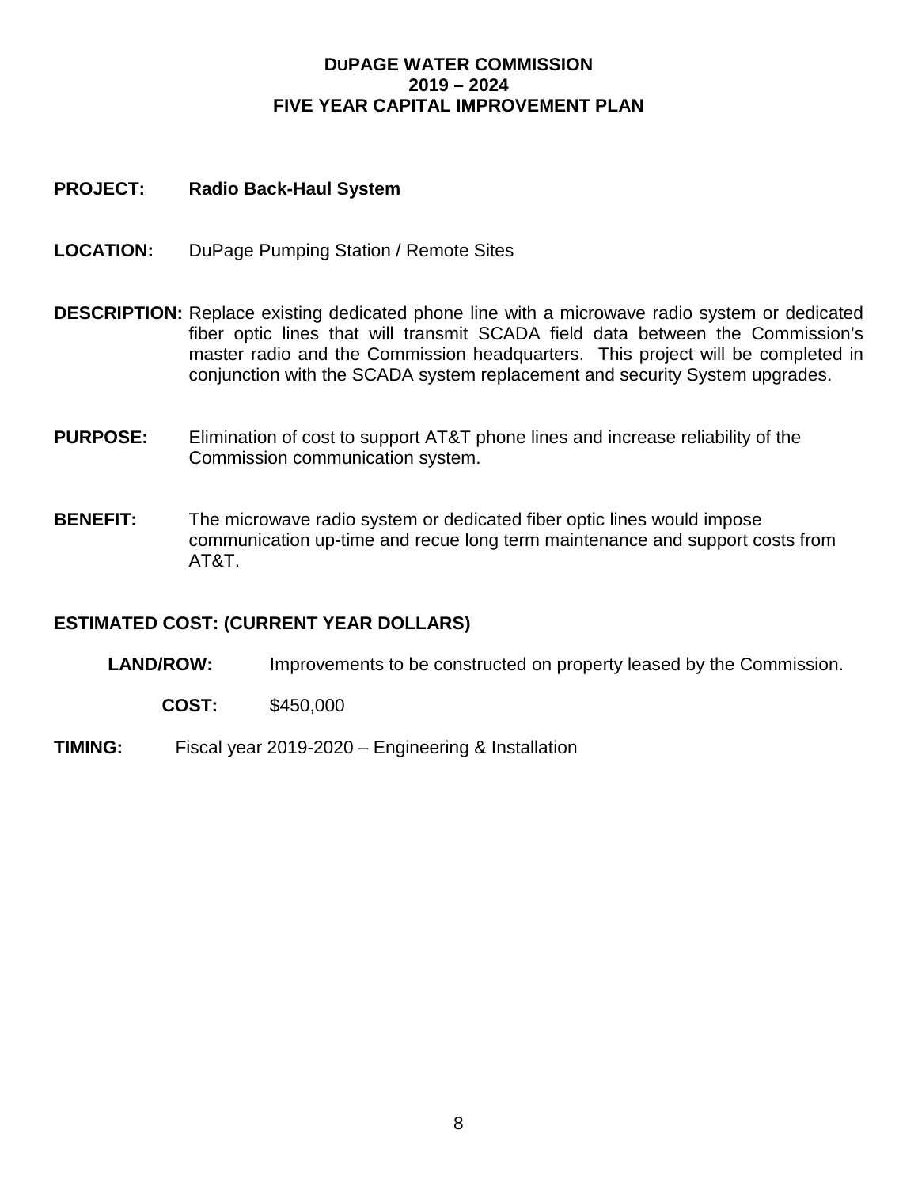**DUPAGE WATER COMMISSION**
**2019 – 2024**
**FIVE YEAR CAPITAL IMPROVEMENT PLAN**

**PROJECT:** **Radio Back-Haul System**

**LOCATION:** DuPage Pumping Station / Remote Sites

**DESCRIPTION:** Replace existing dedicated phone line with a microwave radio system or dedicated fiber optic lines that will transmit SCADA field data between the Commission's master radio and the Commission headquarters. This project will be completed in conjunction with the SCADA system replacement and security System upgrades.

**PURPOSE:** Elimination of cost to support AT&T phone lines and increase reliability of the Commission communication system.

**BENEFIT:** The microwave radio system or dedicated fiber optic lines would impose communication up-time and recue long term maintenance and support costs from AT&T.

**ESTIMATED COST: (CURRENT YEAR DOLLARS)**

**LAND/ROW:** Improvements to be constructed on property leased by the Commission.

**COST:** $450,000

**TIMING:** Fiscal year 2019-2020 – Engineering & Installation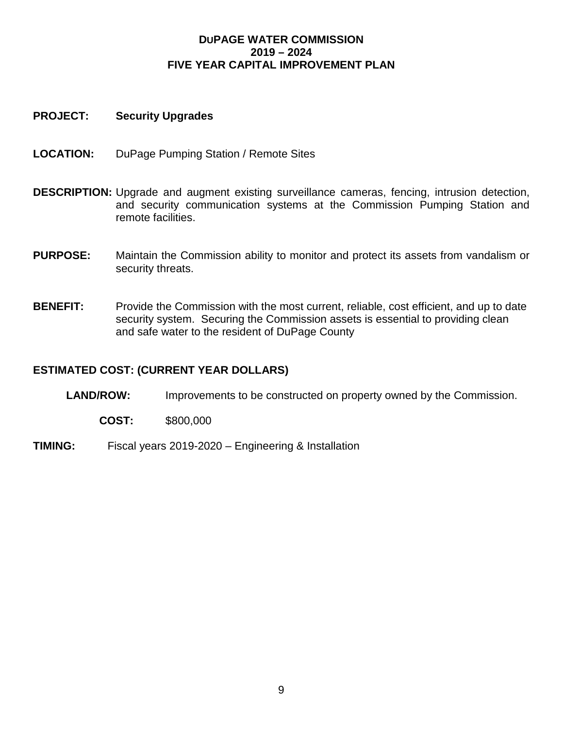# DuPAGE WATER COMMISSION
## 2019 – 2024
## FIVE YEAR CAPITAL IMPROVEMENT PLAN

**PROJECT:** **Security Upgrades**

**LOCATION:** DuPage Pumping Station / Remote Sites

**DESCRIPTION:** Upgrade and augment existing surveillance cameras, fencing, intrusion detection, and security communication systems at the Commission Pumping Station and remote facilities.

**PURPOSE:** Maintain the Commission ability to monitor and protect its assets from vandalism or security threats.

**BENEFIT:** Provide the Commission with the most current, reliable, cost efficient, and up to date security system. Securing the Commission assets is essential to providing clean and safe water to the resident of DuPage County

**ESTIMATED COST: (CURRENT YEAR DOLLARS)**

**LAND/ROW:** Improvements to be constructed on property owned by the Commission.

**COST:** $800,000

**TIMING:** Fiscal years 2019-2020 – Engineering & Installation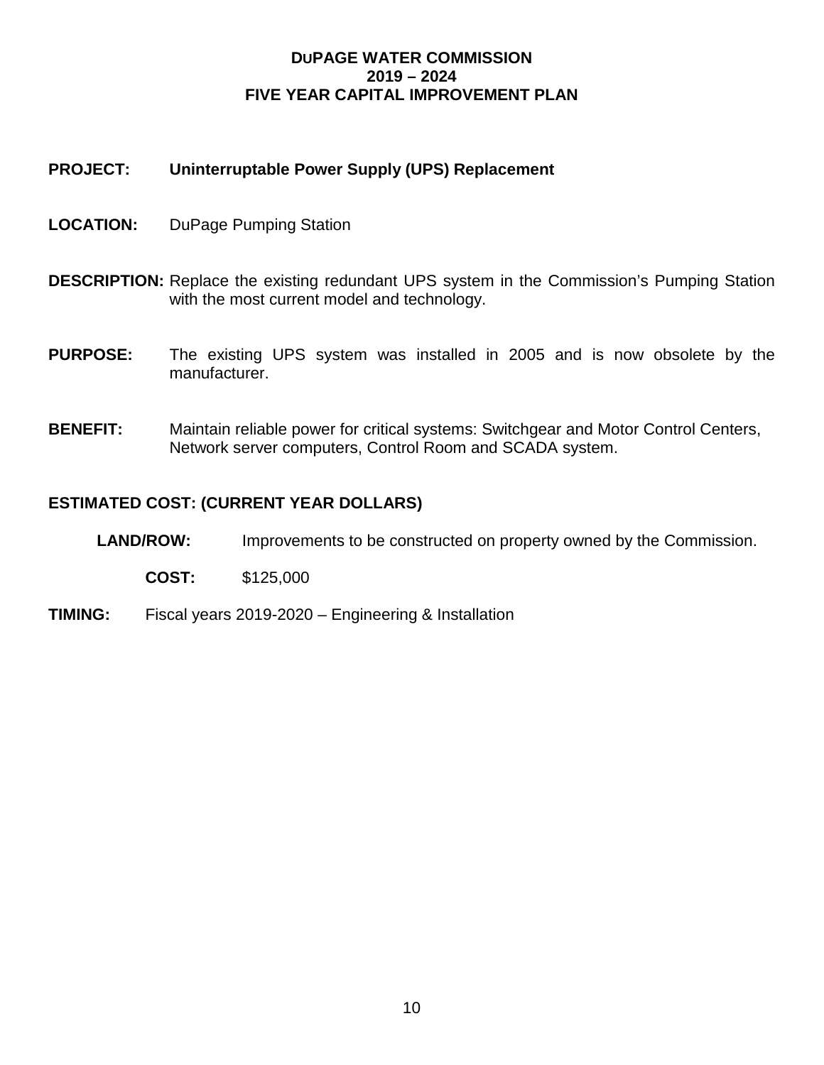**DUPAGE WATER COMMISSION**
**2019 – 2024**
**FIVE YEAR CAPITAL IMPROVEMENT PLAN**

**PROJECT:** **Uninterruptable Power Supply (UPS) Replacement**

**LOCATION:** DuPage Pumping Station

**DESCRIPTION:** Replace the existing redundant UPS system in the Commission's Pumping Station with the most current model and technology.

**PURPOSE:** The existing UPS system was installed in 2005 and is now obsolete by the manufacturer.

**BENEFIT:** Maintain reliable power for critical systems: Switchgear and Motor Control Centers, Network server computers, Control Room and SCADA system.

**ESTIMATED COST: (CURRENT YEAR DOLLARS)**

**LAND/ROW:** Improvements to be constructed on property owned by the Commission.

**COST:** $125,000

**TIMING:** Fiscal years 2019-2020 – Engineering & Installation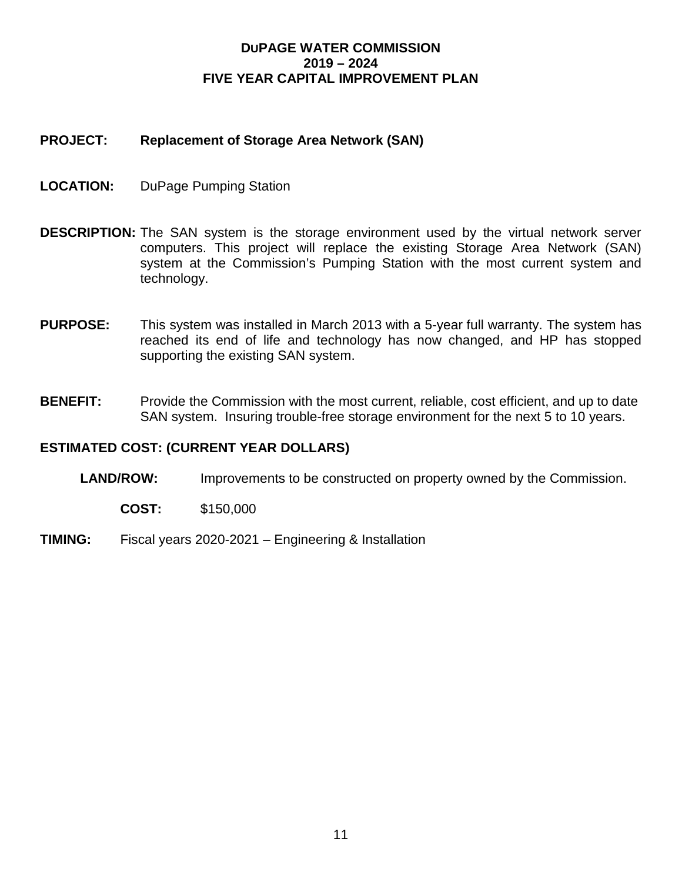# DUPAGE WATER COMMISSION
## 2019 – 2024
## FIVE YEAR CAPITAL IMPROVEMENT PLAN

**PROJECT:** **Replacement of Storage Area Network (SAN)**

**LOCATION:** DuPage Pumping Station

**DESCRIPTION:** The SAN system is the storage environment used by the virtual network server computers. This project will replace the existing Storage Area Network (SAN) system at the Commission's Pumping Station with the most current system and technology.

**PURPOSE:** This system was installed in March 2013 with a 5-year full warranty. The system has reached its end of life and technology has now changed, and HP has stopped supporting the existing SAN system.

**BENEFIT:** Provide the Commission with the most current, reliable, cost efficient, and up to date SAN system. Insuring trouble-free storage environment for the next 5 to 10 years.

**ESTIMATED COST: (CURRENT YEAR DOLLARS)**

**LAND/ROW:** Improvements to be constructed on property owned by the Commission.

**COST:** $150,000

**TIMING:** Fiscal years 2020-2021 – Engineering & Installation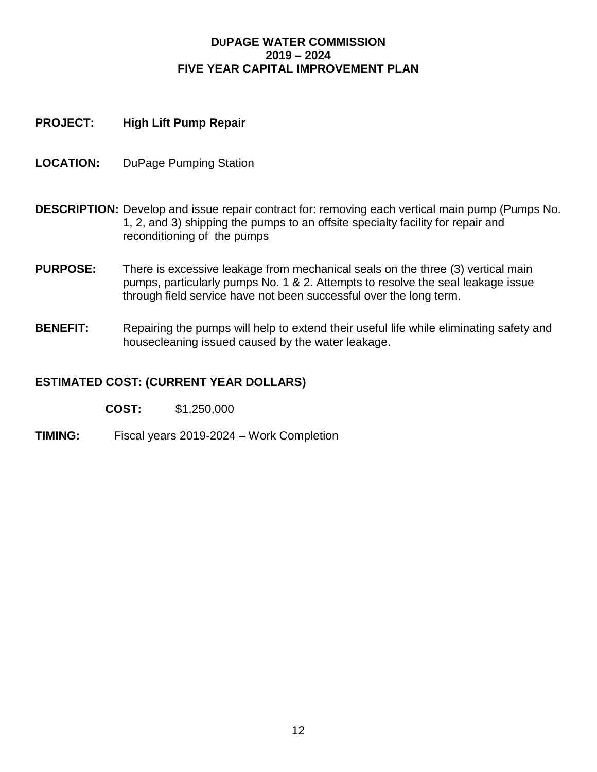**DuPAGE WATER COMMISSION**
**2019 – 2024**
**FIVE YEAR CAPITAL IMPROVEMENT PLAN**

**PROJECT:** **High Lift Pump Repair**

**LOCATION:** DuPage Pumping Station

**DESCRIPTION:** Develop and issue repair contract for: removing each vertical main pump (Pumps No. 1, 2, and 3) shipping the pumps to an offsite specialty facility for repair and reconditioning of the pumps

**PURPOSE:** There is excessive leakage from mechanical seals on the three (3) vertical main pumps, particularly pumps No. 1 & 2. Attempts to resolve the seal leakage issue through field service have not been successful over the long term.

**BENEFIT:** Repairing the pumps will help to extend their useful life while eliminating safety and housecleaning issued caused by the water leakage.

**ESTIMATED COST: (CURRENT YEAR DOLLARS)**

**COST:** $1,250,000

**TIMING:** Fiscal years 2019-2024 – Work Completion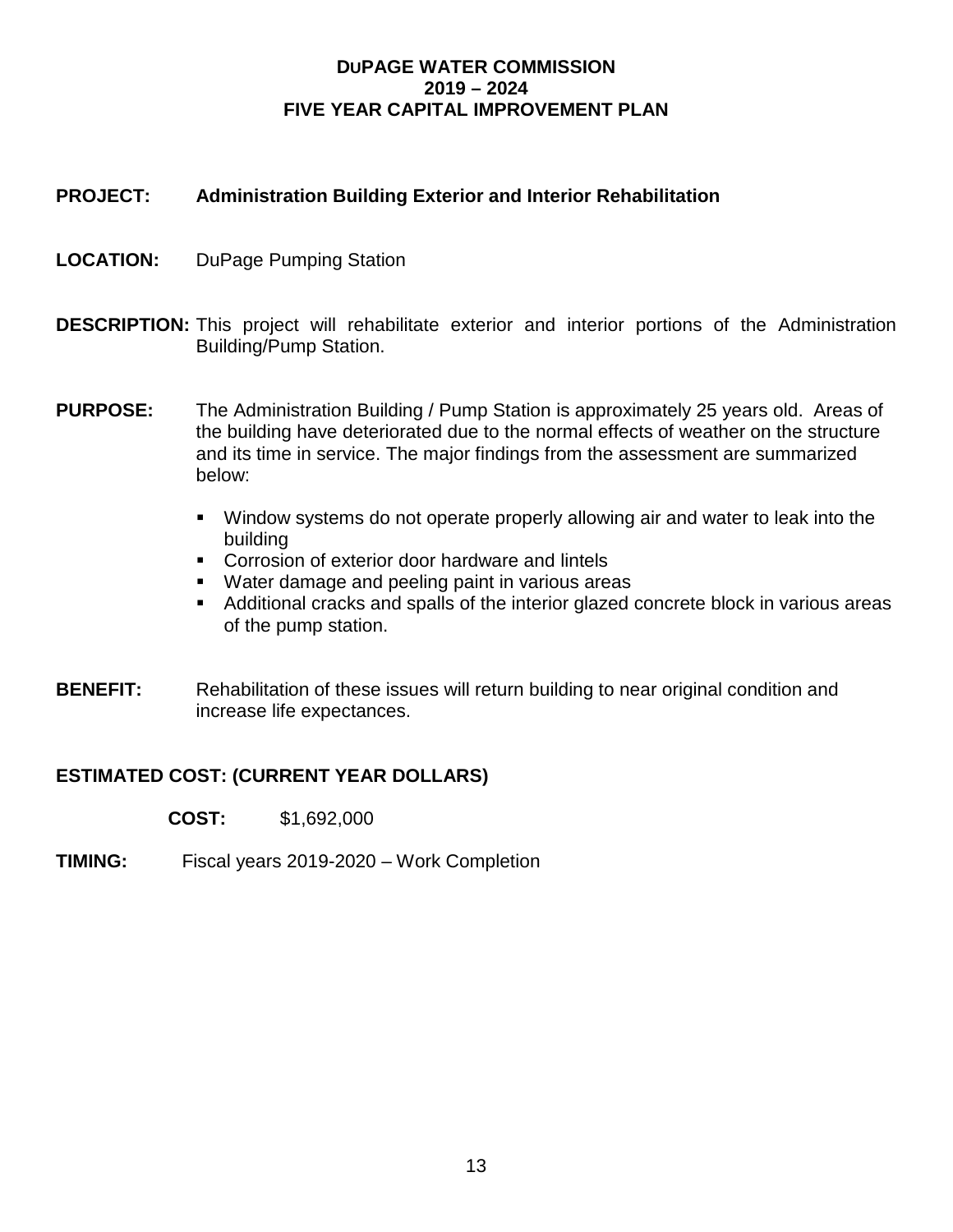# DuPAGE WATER COMMISSION
# 2019 – 2024
# FIVE YEAR CAPITAL IMPROVEMENT PLAN

**PROJECT:** **Administration Building Exterior and Interior Rehabilitation**

**LOCATION:** DuPage Pumping Station

**DESCRIPTION:** This project will rehabilitate exterior and interior portions of the Administration Building/Pump Station.

**PURPOSE:** The Administration Building / Pump Station is approximately 25 years old. Areas of the building have deteriorated due to the normal effects of weather on the structure and its time in service. The major findings from the assessment are summarized below:

- Window systems do not operate properly allowing air and water to leak into the building
- Corrosion of exterior door hardware and lintels
- Water damage and peeling paint in various areas
- Additional cracks and spalls of the interior glazed concrete block in various areas of the pump station.

**BENEFIT:** Rehabilitation of these issues will return building to near original condition and increase life expectances.

**ESTIMATED COST: (CURRENT YEAR DOLLARS)**

**COST:** $1,692,000

**TIMING:** Fiscal years 2019-2020 – Work Completion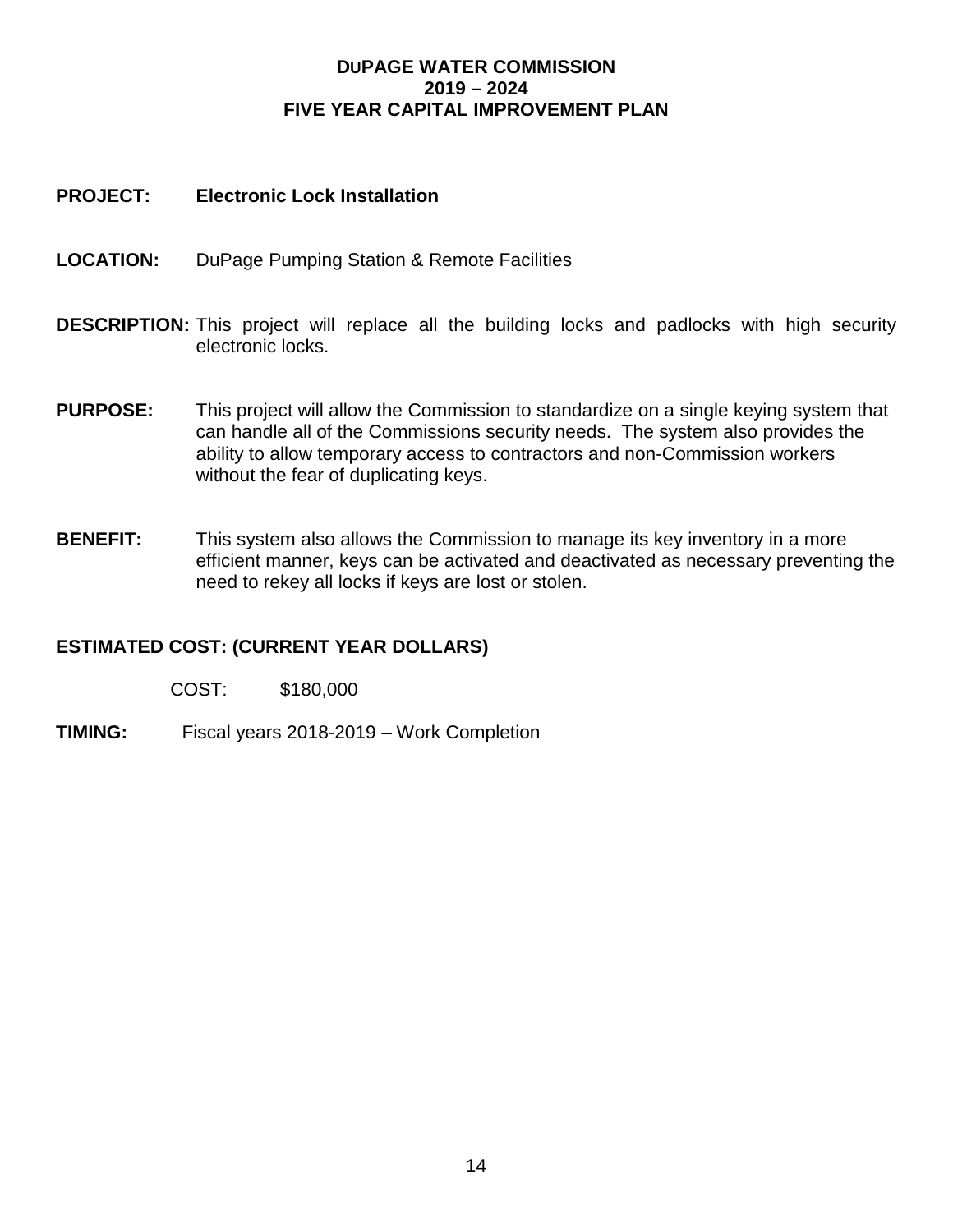**DUPAGE WATER COMMISSION**
**2019 – 2024**
**FIVE YEAR CAPITAL IMPROVEMENT PLAN**

**PROJECT:** **Electronic Lock Installation**

**LOCATION:** DuPage Pumping Station & Remote Facilities

**DESCRIPTION:** This project will replace all the building locks and padlocks with high security electronic locks.

**PURPOSE:** This project will allow the Commission to standardize on a single keying system that can handle all of the Commissions security needs. The system also provides the ability to allow temporary access to contractors and non-Commission workers without the fear of duplicating keys.

**BENEFIT:** This system also allows the Commission to manage its key inventory in a more efficient manner, keys can be activated and deactivated as necessary preventing the need to rekey all locks if keys are lost or stolen.

**ESTIMATED COST: (CURRENT YEAR DOLLARS)**

COST: $180,000

**TIMING:** Fiscal years 2018-2019 – Work Completion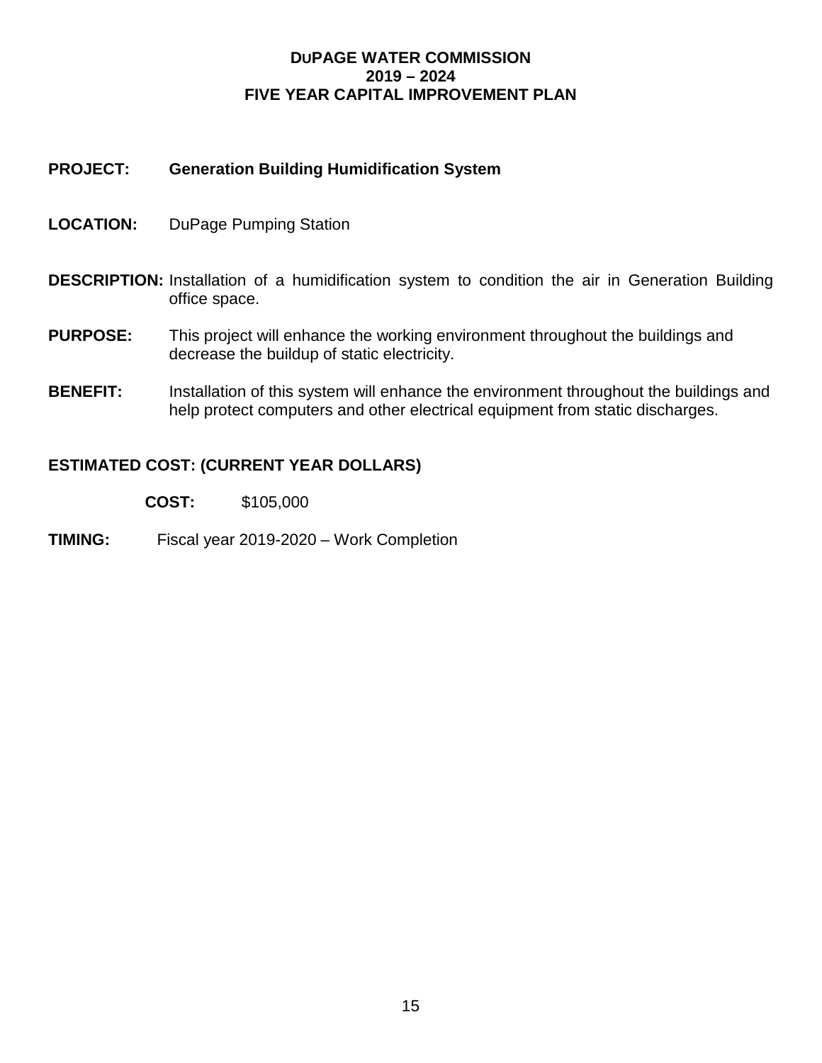# DUPAGE WATER COMMISSION
## 2019 – 2024
## FIVE YEAR CAPITAL IMPROVEMENT PLAN

**PROJECT:** **Generation Building Humidification System**

**LOCATION:** DuPage Pumping Station

**DESCRIPTION:** Installation of a humidification system to condition the air in Generation Building office space.

**PURPOSE:** This project will enhance the working environment throughout the buildings and decrease the buildup of static electricity.

**BENEFIT:** Installation of this system will enhance the environment throughout the buildings and help protect computers and other electrical equipment from static discharges.

**ESTIMATED COST: (CURRENT YEAR DOLLARS)**

**COST:** $105,000

**TIMING:** Fiscal year 2019-2020 – Work Completion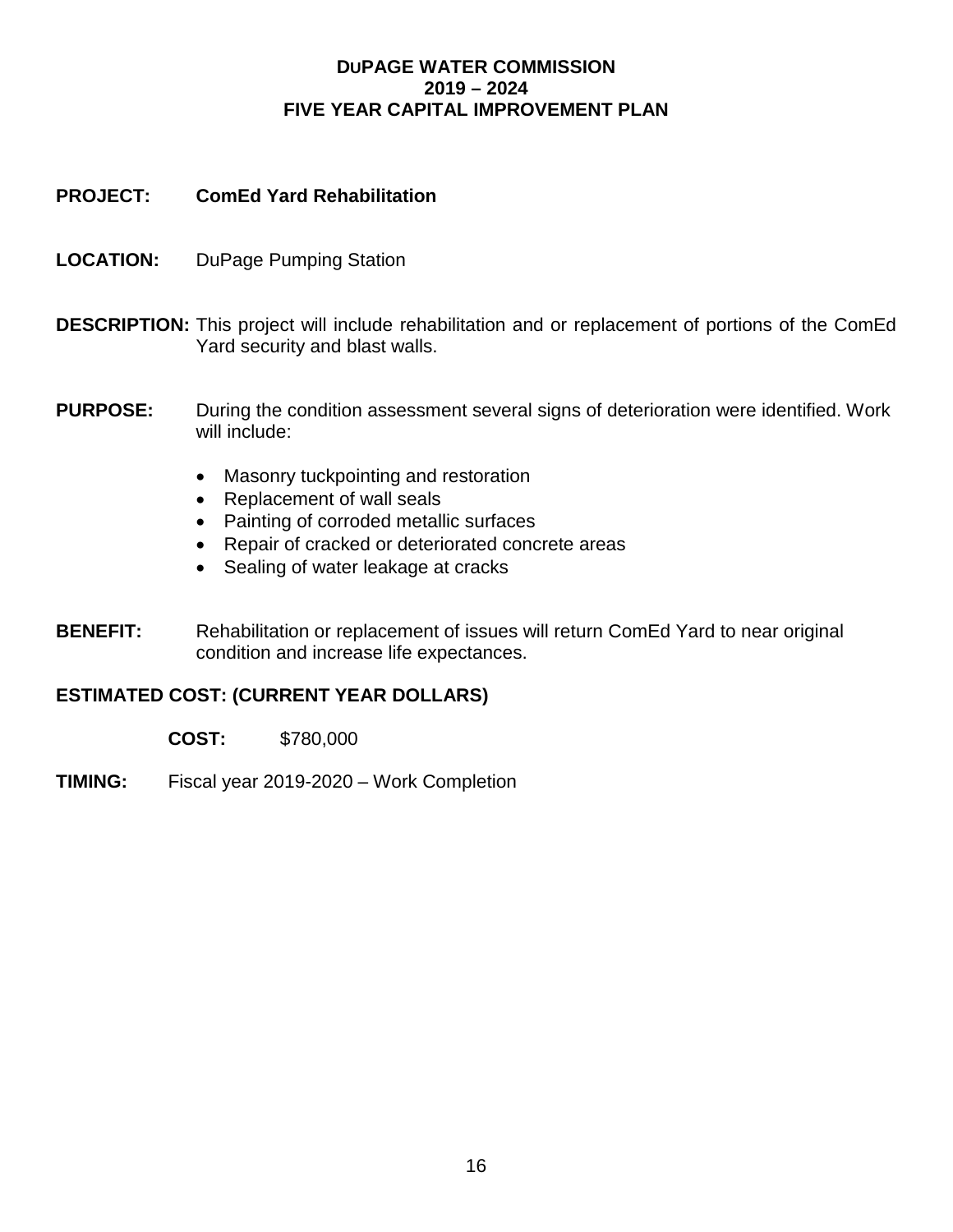# DUPAGE WATER COMMISSION
## 2019 – 2024
## FIVE YEAR CAPITAL IMPROVEMENT PLAN

**PROJECT:** **ComEd Yard Rehabilitation**

**LOCATION:** DuPage Pumping Station

**DESCRIPTION:** This project will include rehabilitation and or replacement of portions of the ComEd Yard security and blast walls.

**PURPOSE:** During the condition assessment several signs of deterioration were identified. Work will include:

- Masonry tuckpointing and restoration
- Replacement of wall seals
- Painting of corroded metallic surfaces
- Repair of cracked or deteriorated concrete areas
- Sealing of water leakage at cracks

**BENEFIT:** Rehabilitation or replacement of issues will return ComEd Yard to near original condition and increase life expectances.

**ESTIMATED COST: (CURRENT YEAR DOLLARS)**

**COST:** $780,000

**TIMING:** Fiscal year 2019-2020 – Work Completion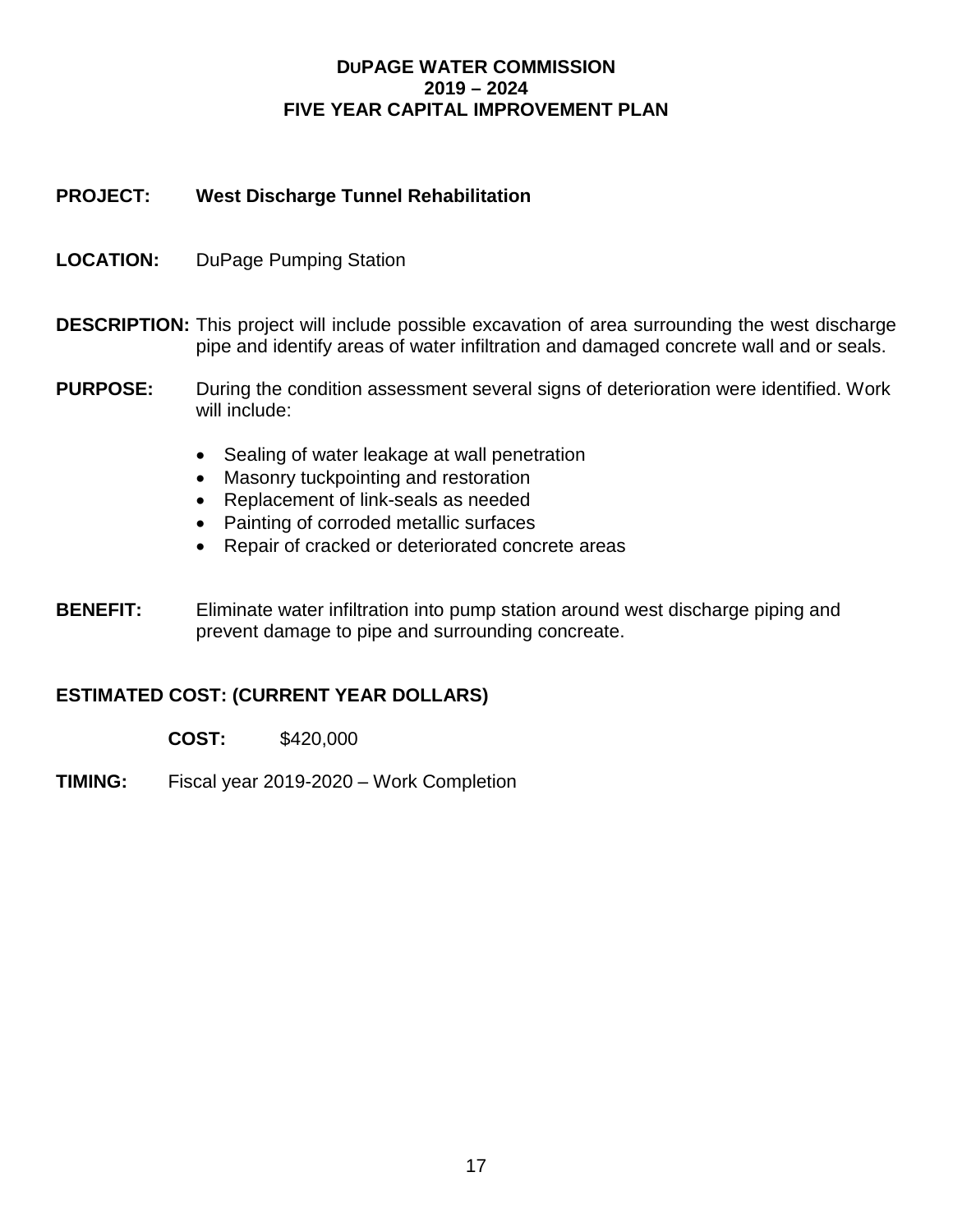**DuPAGE WATER COMMISSION**
**2019 – 2024**
**FIVE YEAR CAPITAL IMPROVEMENT PLAN**

**PROJECT:** **West Discharge Tunnel Rehabilitation**

**LOCATION:** DuPage Pumping Station

**DESCRIPTION:** This project will include possible excavation of area surrounding the west discharge pipe and identify areas of water infiltration and damaged concrete wall and or seals.

**PURPOSE:** During the condition assessment several signs of deterioration were identified. Work will include:

- Sealing of water leakage at wall penetration
- Masonry tuckpointing and restoration
- Replacement of link-seals as needed
- Painting of corroded metallic surfaces
- Repair of cracked or deteriorated concrete areas

**BENEFIT:** Eliminate water infiltration into pump station around west discharge piping and prevent damage to pipe and surrounding concreate.

**ESTIMATED COST: (CURRENT YEAR DOLLARS)**

**COST:** $420,000

**TIMING:** Fiscal year 2019-2020 – Work Completion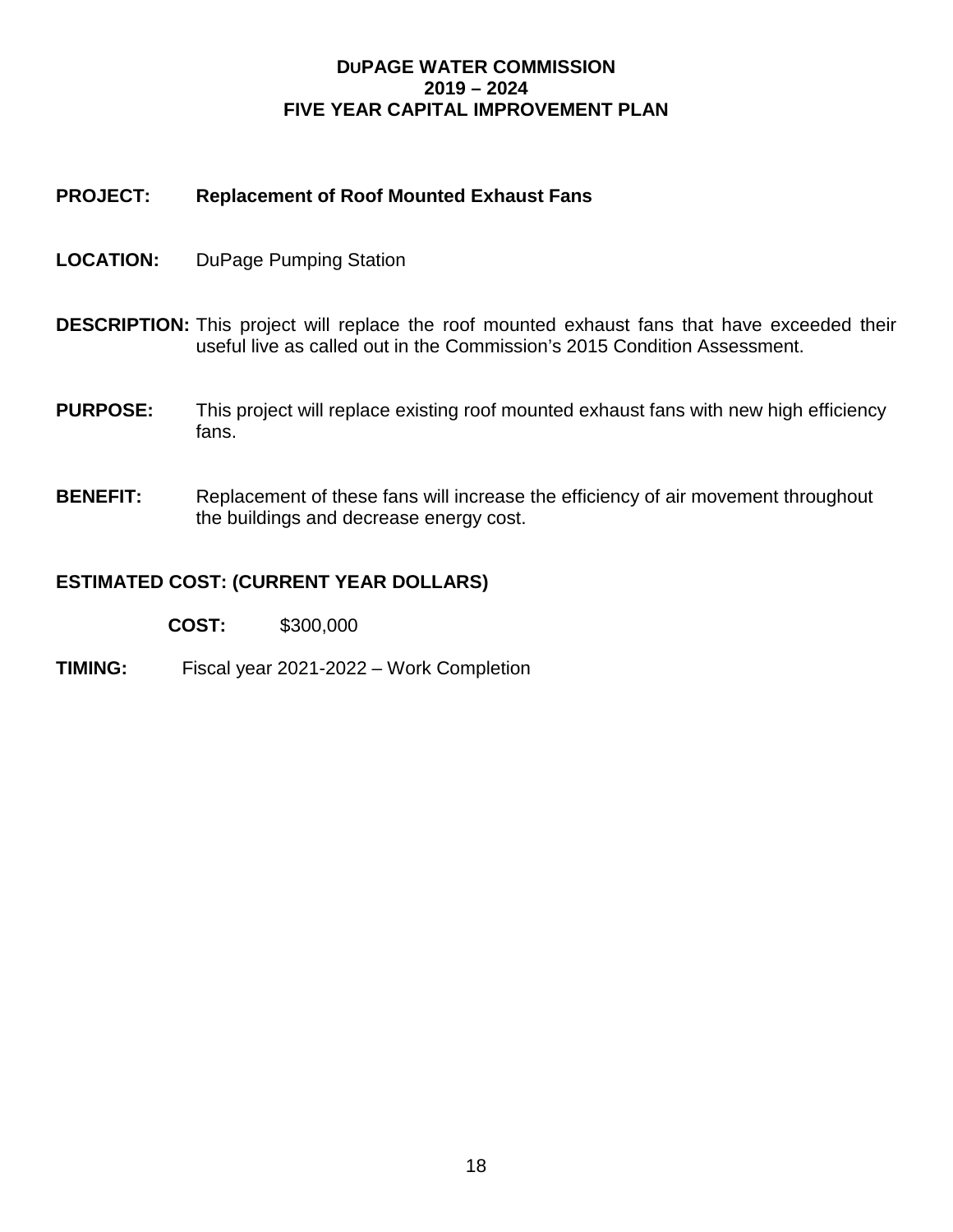# DuPAGE WATER COMMISSION
## 2019 – 2024
## FIVE YEAR CAPITAL IMPROVEMENT PLAN

**PROJECT:** **Replacement of Roof Mounted Exhaust Fans**

**LOCATION:** DuPage Pumping Station

**DESCRIPTION:** This project will replace the roof mounted exhaust fans that have exceeded their useful live as called out in the Commission's 2015 Condition Assessment.

**PURPOSE:** This project will replace existing roof mounted exhaust fans with new high efficiency fans.

**BENEFIT:** Replacement of these fans will increase the efficiency of air movement throughout the buildings and decrease energy cost.

**ESTIMATED COST: (CURRENT YEAR DOLLARS)**

**COST:** $300,000

**TIMING:** Fiscal year 2021-2022 – Work Completion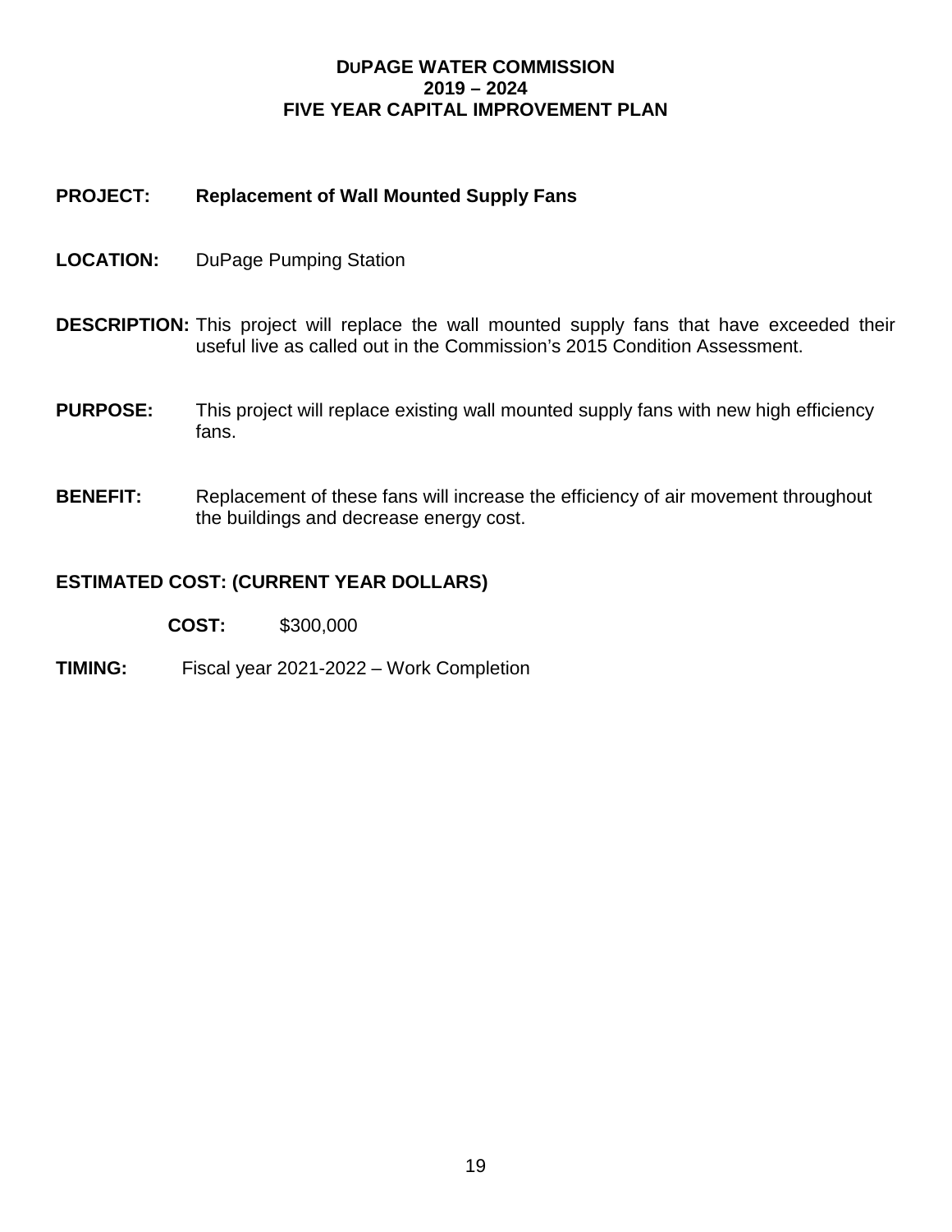# DuPAGE WATER COMMISSION
## 2019 – 2024
## FIVE YEAR CAPITAL IMPROVEMENT PLAN

**PROJECT:** **Replacement of Wall Mounted Supply Fans**

**LOCATION:** DuPage Pumping Station

**DESCRIPTION:** This project will replace the wall mounted supply fans that have exceeded their useful live as called out in the Commission's 2015 Condition Assessment.

**PURPOSE:** This project will replace existing wall mounted supply fans with new high efficiency fans.

**BENEFIT:** Replacement of these fans will increase the efficiency of air movement throughout the buildings and decrease energy cost.

**ESTIMATED COST: (CURRENT YEAR DOLLARS)**

**COST:** $300,000

**TIMING:** Fiscal year 2021-2022 – Work Completion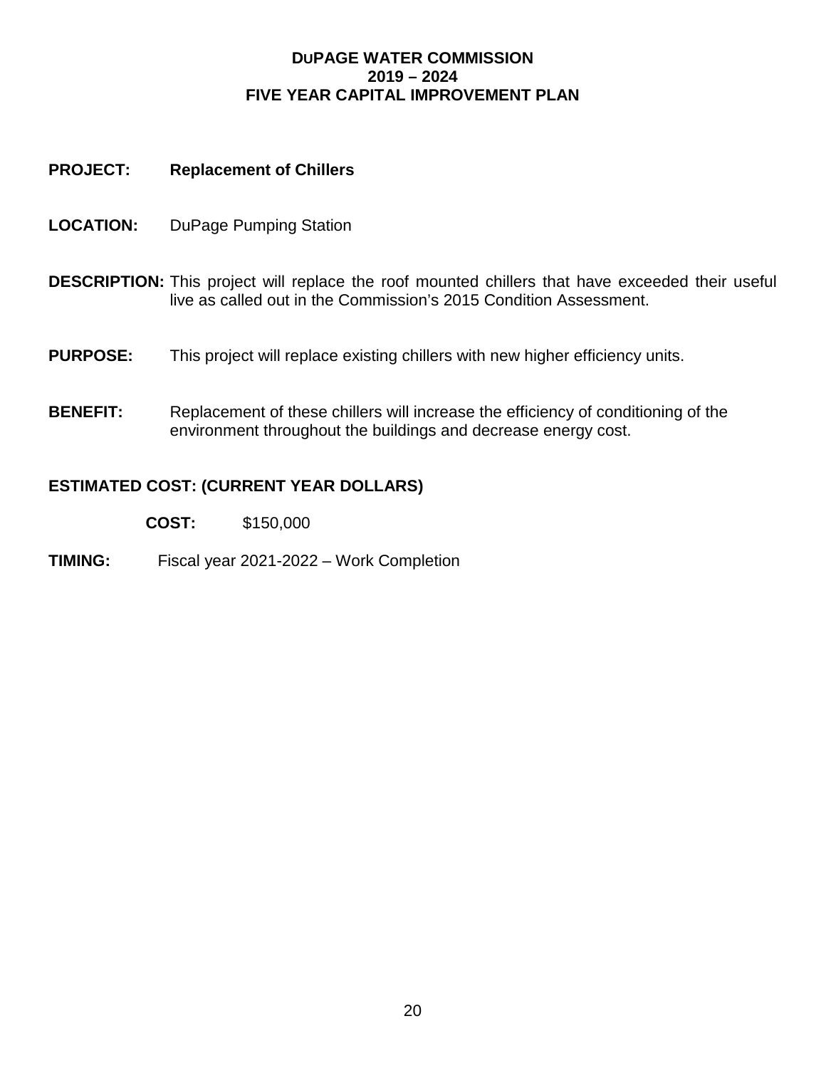**DUPAGE WATER COMMISSION**
**2019 – 2024**
**FIVE YEAR CAPITAL IMPROVEMENT PLAN**

**PROJECT:** **Replacement of Chillers**

**LOCATION:** DuPage Pumping Station

**DESCRIPTION:** This project will replace the roof mounted chillers that have exceeded their useful live as called out in the Commission's 2015 Condition Assessment.

**PURPOSE:** This project will replace existing chillers with new higher efficiency units.

**BENEFIT:** Replacement of these chillers will increase the efficiency of conditioning of the environment throughout the buildings and decrease energy cost.

**ESTIMATED COST: (CURRENT YEAR DOLLARS)**

**COST:** $150,000

**TIMING:** Fiscal year 2021-2022 – Work Completion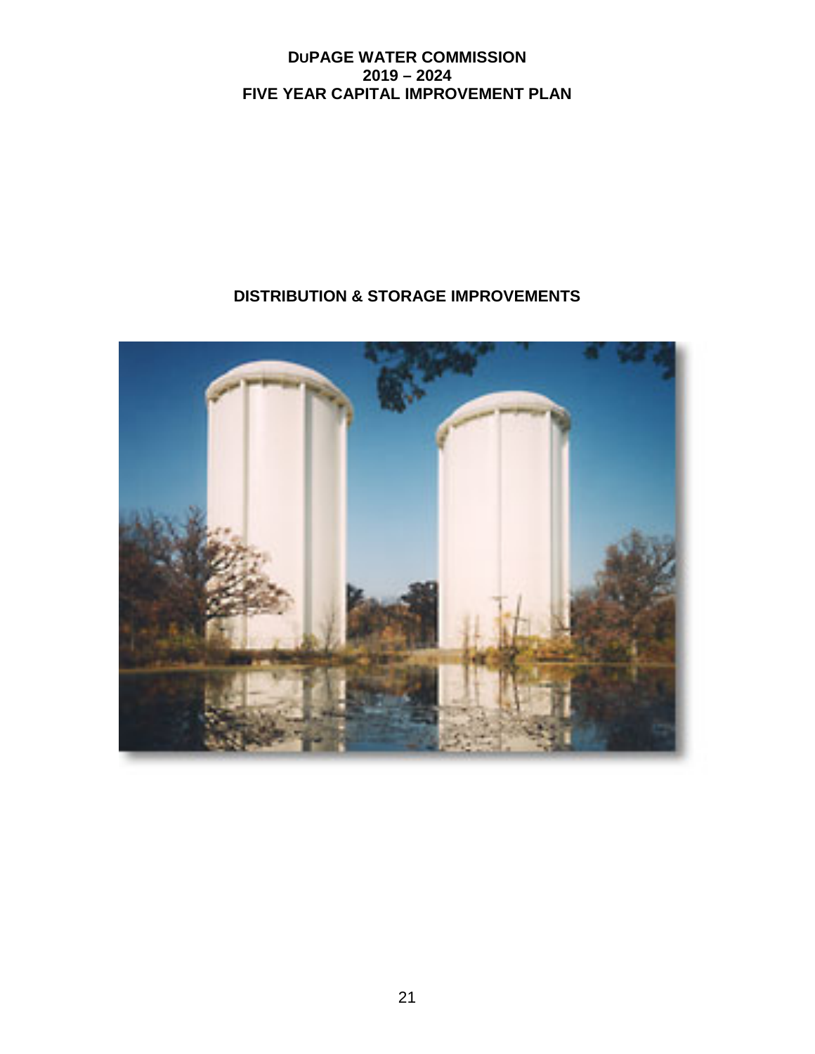# DISTRIBUTION & STORAGE IMPROVEMENTS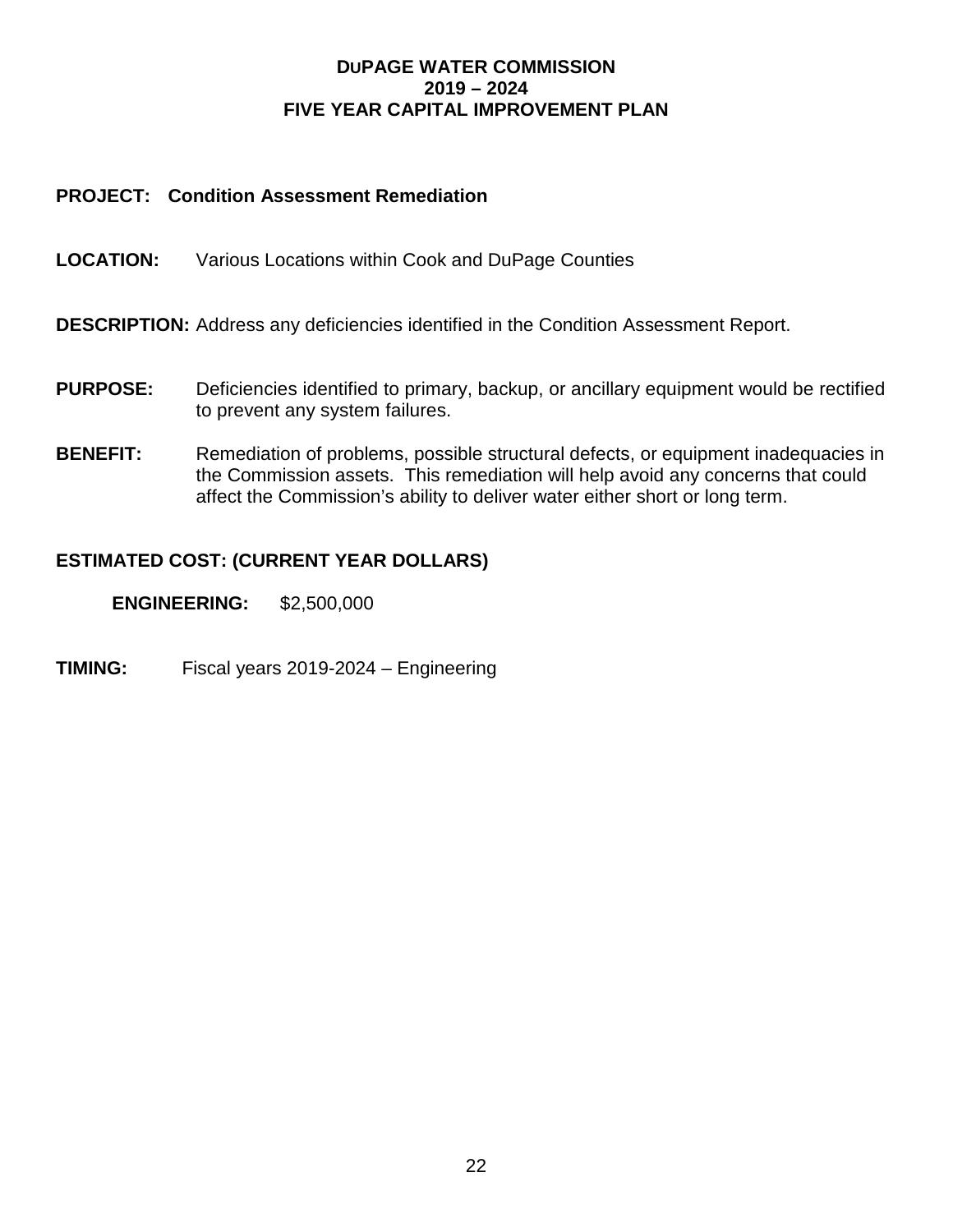**DUPAGE WATER COMMISSION**
**2019 – 2024**
**FIVE YEAR CAPITAL IMPROVEMENT PLAN**

**PROJECT: Condition Assessment Remediation**

**LOCATION:** Various Locations within Cook and DuPage Counties

**DESCRIPTION:** Address any deficiencies identified in the Condition Assessment Report.

**PURPOSE:** Deficiencies identified to primary, backup, or ancillary equipment would be rectified to prevent any system failures.

**BENEFIT:** Remediation of problems, possible structural defects, or equipment inadequacies in the Commission assets. This remediation will help avoid any concerns that could affect the Commission's ability to deliver water either short or long term.

**ESTIMATED COST: (CURRENT YEAR DOLLARS)**

**ENGINEERING:** $2,500,000

**TIMING:** Fiscal years 2019-2024 – Engineering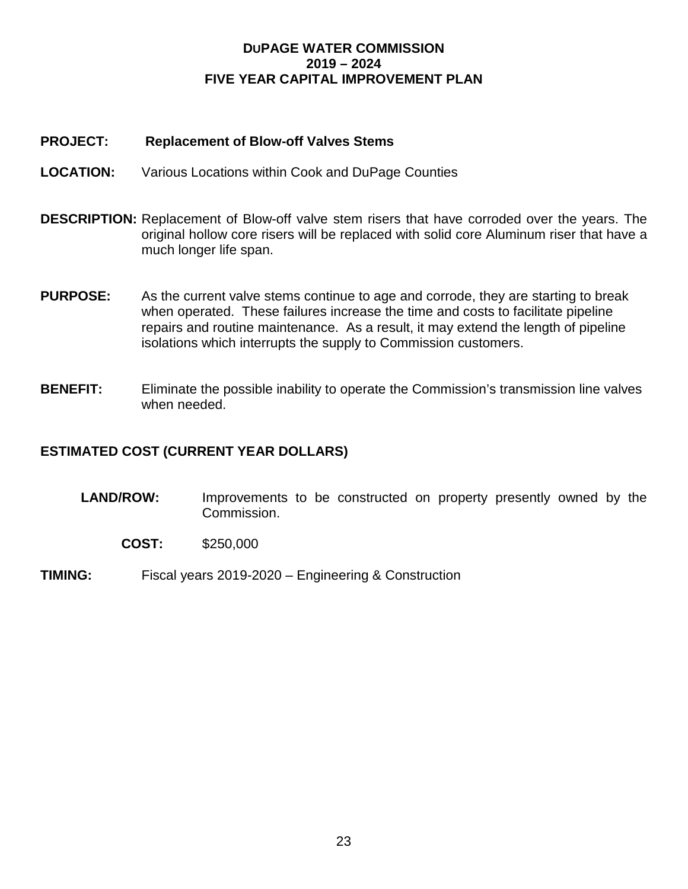**DuPAGE WATER COMMISSION**
**2019 – 2024**
**FIVE YEAR CAPITAL IMPROVEMENT PLAN**

**PROJECT:** **Replacement of Blow-off Valves Stems**

**LOCATION:** Various Locations within Cook and DuPage Counties

**DESCRIPTION:** Replacement of Blow-off valve stem risers that have corroded over the years. The original hollow core risers will be replaced with solid core Aluminum riser that have a much longer life span.

**PURPOSE:** As the current valve stems continue to age and corrode, they are starting to break when operated. These failures increase the time and costs to facilitate pipeline repairs and routine maintenance. As a result, it may extend the length of pipeline isolations which interrupts the supply to Commission customers.

**BENEFIT:** Eliminate the possible inability to operate the Commission's transmission line valves when needed.

**ESTIMATED COST (CURRENT YEAR DOLLARS)**

**LAND/ROW:** Improvements to be constructed on property presently owned by the Commission.

**COST:** $250,000

**TIMING:** Fiscal years 2019-2020 – Engineering & Construction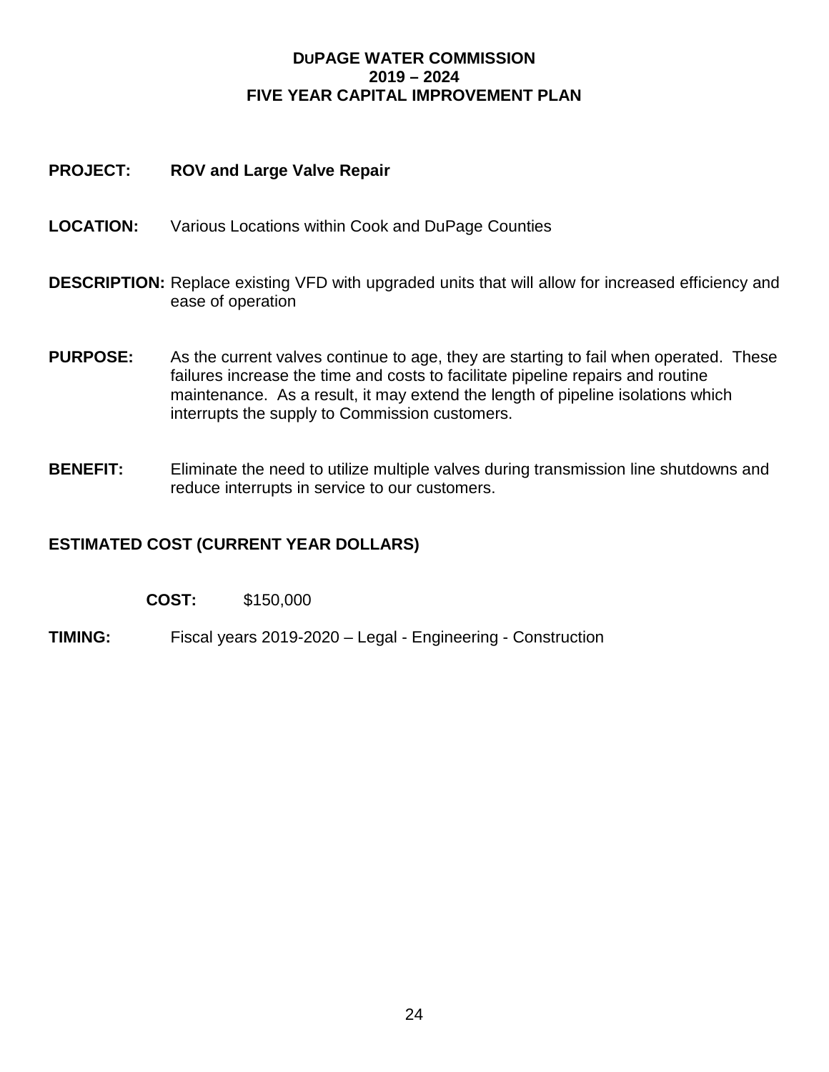**DUPAGE WATER COMMISSION**
**2019 – 2024**
**FIVE YEAR CAPITAL IMPROVEMENT PLAN**

**PROJECT:** **ROV and Large Valve Repair**

**LOCATION:** Various Locations within Cook and DuPage Counties

**DESCRIPTION:** Replace existing VFD with upgraded units that will allow for increased efficiency and ease of operation

**PURPOSE:** As the current valves continue to age, they are starting to fail when operated. These failures increase the time and costs to facilitate pipeline repairs and routine maintenance. As a result, it may extend the length of pipeline isolations which interrupts the supply to Commission customers.

**BENEFIT:** Eliminate the need to utilize multiple valves during transmission line shutdowns and reduce interrupts in service to our customers.

**ESTIMATED COST (CURRENT YEAR DOLLARS)**

**COST:** $150,000

**TIMING:** Fiscal years 2019-2020 – Legal - Engineering - Construction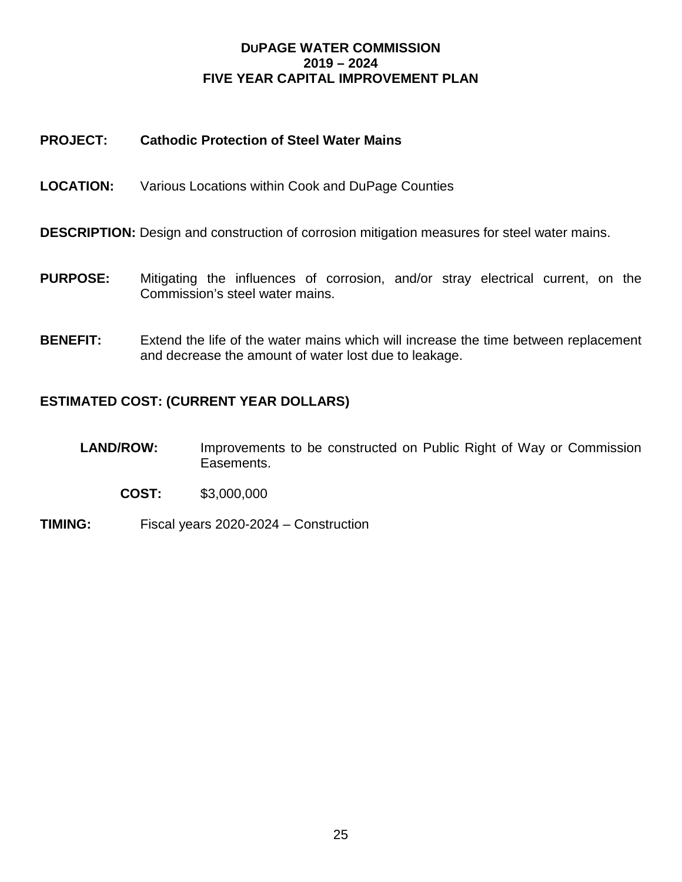**DUPAGE WATER COMMISSION**
**2019 – 2024**
**FIVE YEAR CAPITAL IMPROVEMENT PLAN**

**PROJECT:** **Cathodic Protection of Steel Water Mains**

**LOCATION:** Various Locations within Cook and DuPage Counties

**DESCRIPTION:** Design and construction of corrosion mitigation measures for steel water mains.

**PURPOSE:** Mitigating the influences of corrosion, and/or stray electrical current, on the Commission's steel water mains.

**BENEFIT:** Extend the life of the water mains which will increase the time between replacement and decrease the amount of water lost due to leakage.

**ESTIMATED COST: (CURRENT YEAR DOLLARS)**

**LAND/ROW:** Improvements to be constructed on Public Right of Way or Commission Easements.

**COST:** $3,000,000

**TIMING:** Fiscal years 2020-2024 – Construction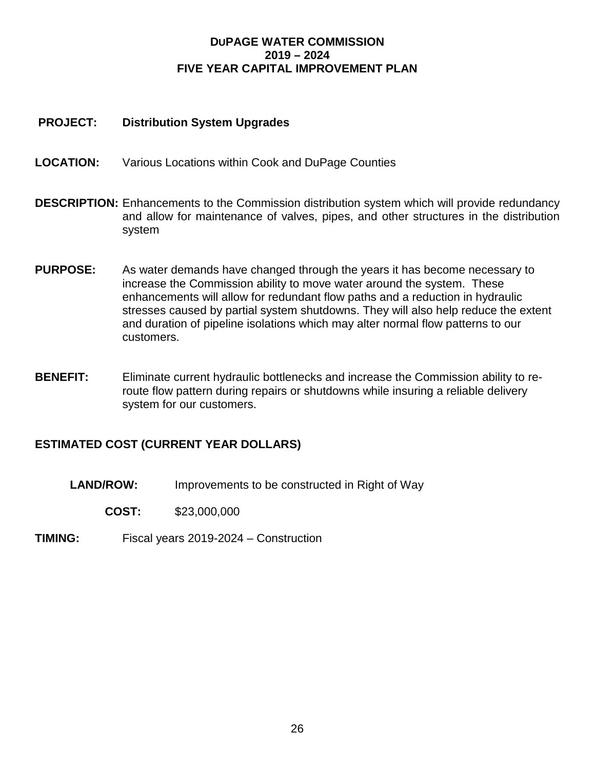**DUPAGE WATER COMMISSION**
**2019 – 2024**
**FIVE YEAR CAPITAL IMPROVEMENT PLAN**

**PROJECT:** **Distribution System Upgrades**

**LOCATION:** Various Locations within Cook and DuPage Counties

**DESCRIPTION:** Enhancements to the Commission distribution system which will provide redundancy and allow for maintenance of valves, pipes, and other structures in the distribution system

**PURPOSE:** As water demands have changed through the years it has become necessary to increase the Commission ability to move water around the system. These enhancements will allow for redundant flow paths and a reduction in hydraulic stresses caused by partial system shutdowns. They will also help reduce the extent and duration of pipeline isolations which may alter normal flow patterns to our customers.

**BENEFIT:** Eliminate current hydraulic bottlenecks and increase the Commission ability to re-route flow pattern during repairs or shutdowns while insuring a reliable delivery system for our customers.

**ESTIMATED COST (CURRENT YEAR DOLLARS)**

**LAND/ROW:** Improvements to be constructed in Right of Way

**COST:** $23,000,000

**TIMING:** Fiscal years 2019-2024 – Construction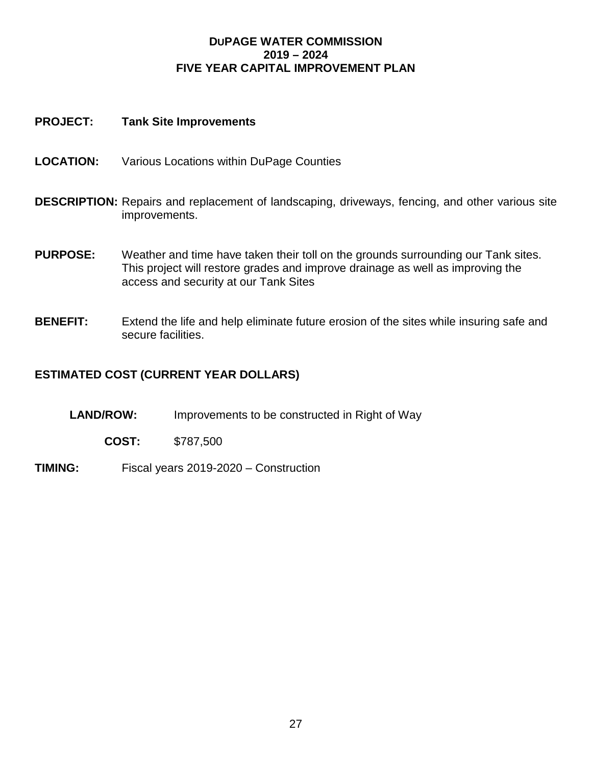**DuPAGE WATER COMMISSION**
**2019 – 2024**
**FIVE YEAR CAPITAL IMPROVEMENT PLAN**

**PROJECT:** **Tank Site Improvements**

**LOCATION:** Various Locations within DuPage Counties

**DESCRIPTION:** Repairs and replacement of landscaping, driveways, fencing, and other various site improvements.

**PURPOSE:** Weather and time have taken their toll on the grounds surrounding our Tank sites. This project will restore grades and improve drainage as well as improving the access and security at our Tank Sites

**BENEFIT:** Extend the life and help eliminate future erosion of the sites while insuring safe and secure facilities.

**ESTIMATED COST (CURRENT YEAR DOLLARS)**

**LAND/ROW:** Improvements to be constructed in Right of Way

**COST:** $787,500

**TIMING:** Fiscal years 2019-2020 – Construction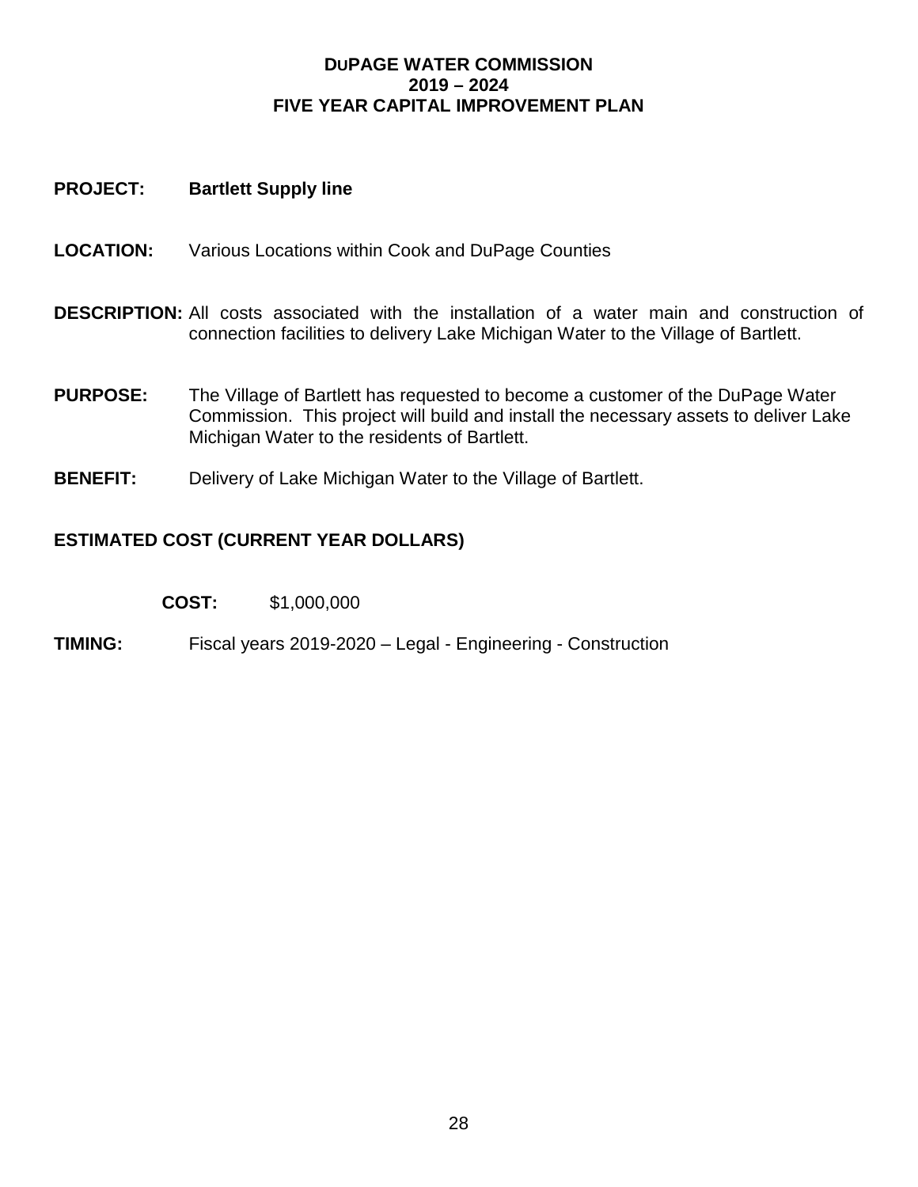**DuPAGE WATER COMMISSION**
**2019 – 2024**
**FIVE YEAR CAPITAL IMPROVEMENT PLAN**

**PROJECT:** **Bartlett Supply line**

**LOCATION:** Various Locations within Cook and DuPage Counties

**DESCRIPTION:** All costs associated with the installation of a water main and construction of connection facilities to delivery Lake Michigan Water to the Village of Bartlett.

**PURPOSE:** The Village of Bartlett has requested to become a customer of the DuPage Water Commission. This project will build and install the necessary assets to deliver Lake Michigan Water to the residents of Bartlett.

**BENEFIT:** Delivery of Lake Michigan Water to the Village of Bartlett.

## ESTIMATED COST (CURRENT YEAR DOLLARS)

**COST:** $1,000,000

**TIMING:** Fiscal years 2019-2020 – Legal - Engineering - Construction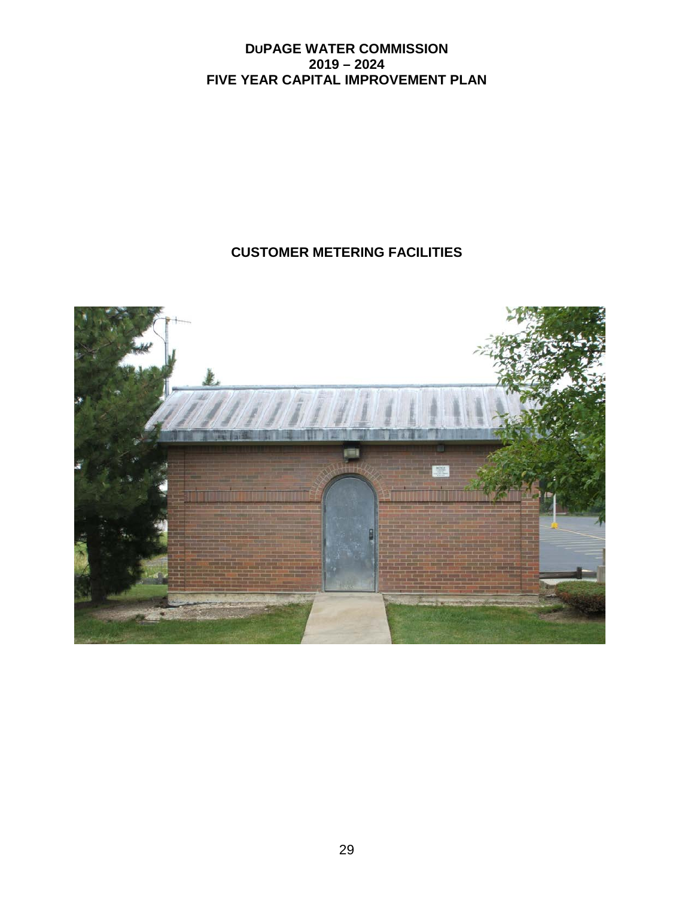# DuPAGE WATER COMMISSION
# 2019 – 2024
# FIVE YEAR CAPITAL IMPROVEMENT PLAN

## CUSTOMER METERING FACILITIES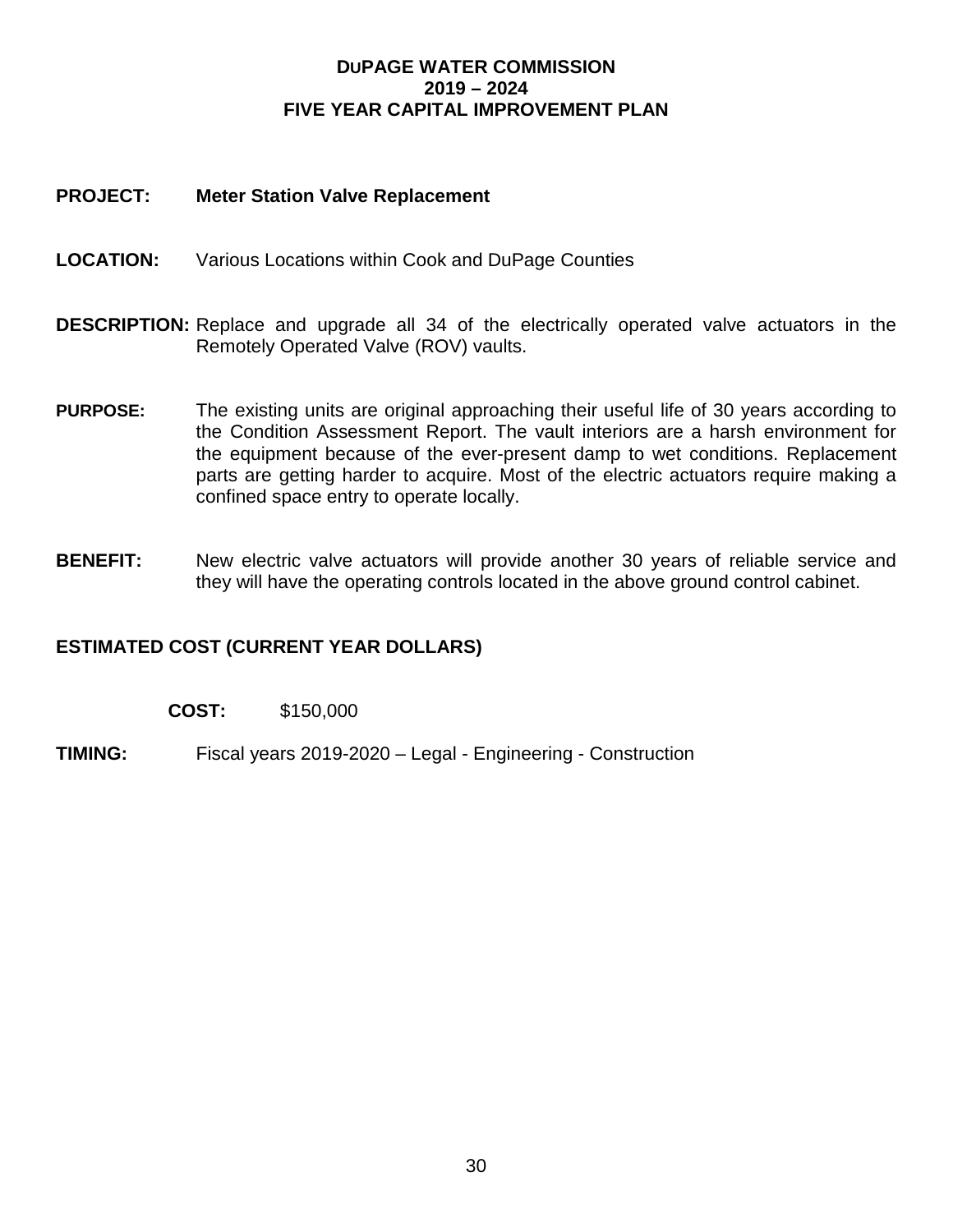# DuPAGE WATER COMMISSION
# 2019 – 2024
# FIVE YEAR CAPITAL IMPROVEMENT PLAN

**PROJECT:** **Meter Station Valve Replacement**

**LOCATION:** Various Locations within Cook and DuPage Counties

**DESCRIPTION:** Replace and upgrade all 34 of the electrically operated valve actuators in the Remotely Operated Valve (ROV) vaults.

**PURPOSE:** The existing units are original approaching their useful life of 30 years according to the Condition Assessment Report. The vault interiors are a harsh environment for the equipment because of the ever-present damp to wet conditions. Replacement parts are getting harder to acquire. Most of the electric actuators require making a confined space entry to operate locally.

**BENEFIT:** New electric valve actuators will provide another 30 years of reliable service and they will have the operating controls located in the above ground control cabinet.

**ESTIMATED COST (CURRENT YEAR DOLLARS)**

**COST:** $150,000

**TIMING:** Fiscal years 2019-2020 – Legal - Engineering - Construction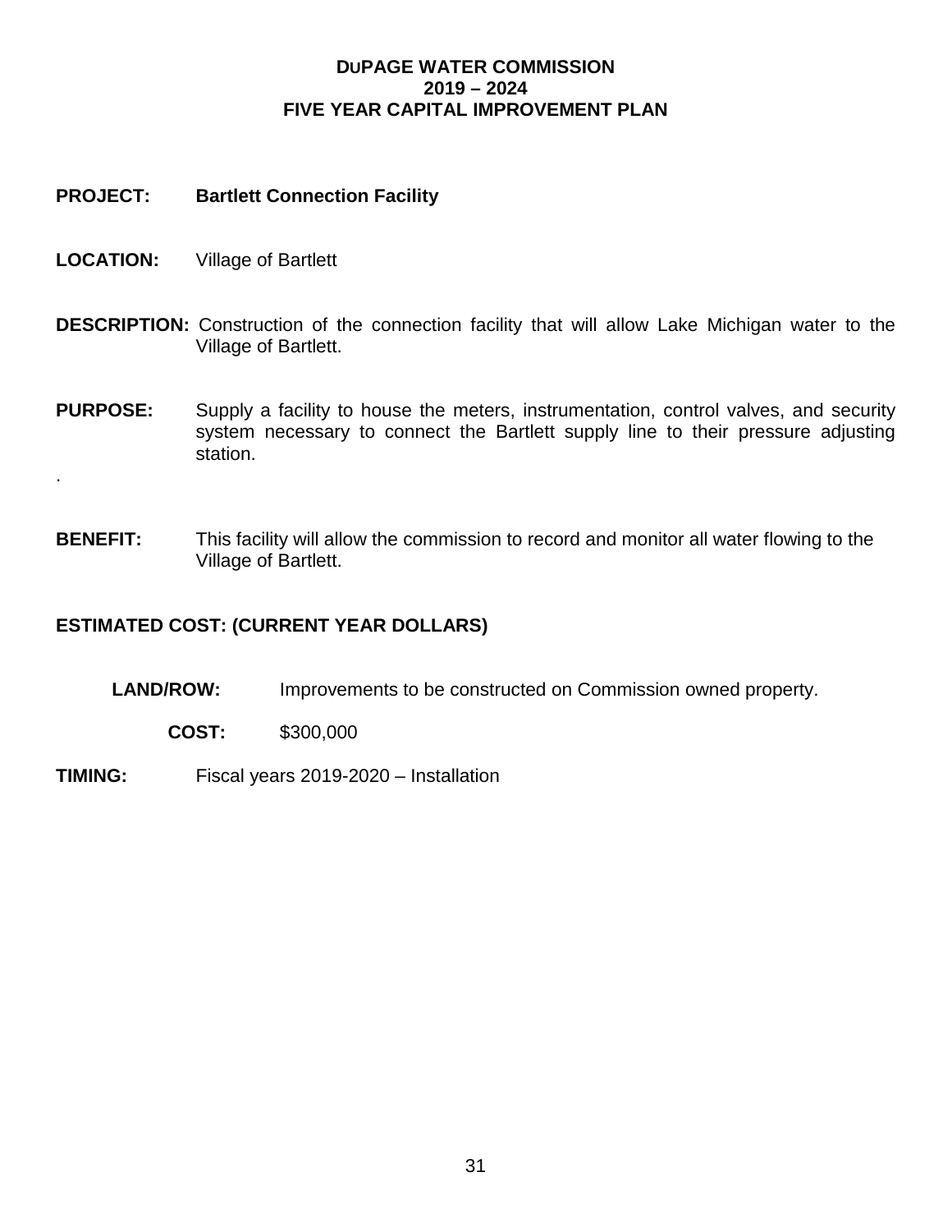# DuPAGE WATER COMMISSION
## 2019 – 2024
## FIVE YEAR CAPITAL IMPROVEMENT PLAN

**PROJECT:** **Bartlett Connection Facility**

**LOCATION:** Village of Bartlett

**DESCRIPTION:** Construction of the connection facility that will allow Lake Michigan water to the Village of Bartlett.

**PURPOSE:** Supply a facility to house the meters, instrumentation, control valves, and security system necessary to connect the Bartlett supply line to their pressure adjusting station.

.

**BENEFIT:** This facility will allow the commission to record and monitor all water flowing to the Village of Bartlett.

**ESTIMATED COST: (CURRENT YEAR DOLLARS)**

**LAND/ROW:** Improvements to be constructed on Commission owned property.

**COST:** $300,000

**TIMING:** Fiscal years 2019-2020 – Installation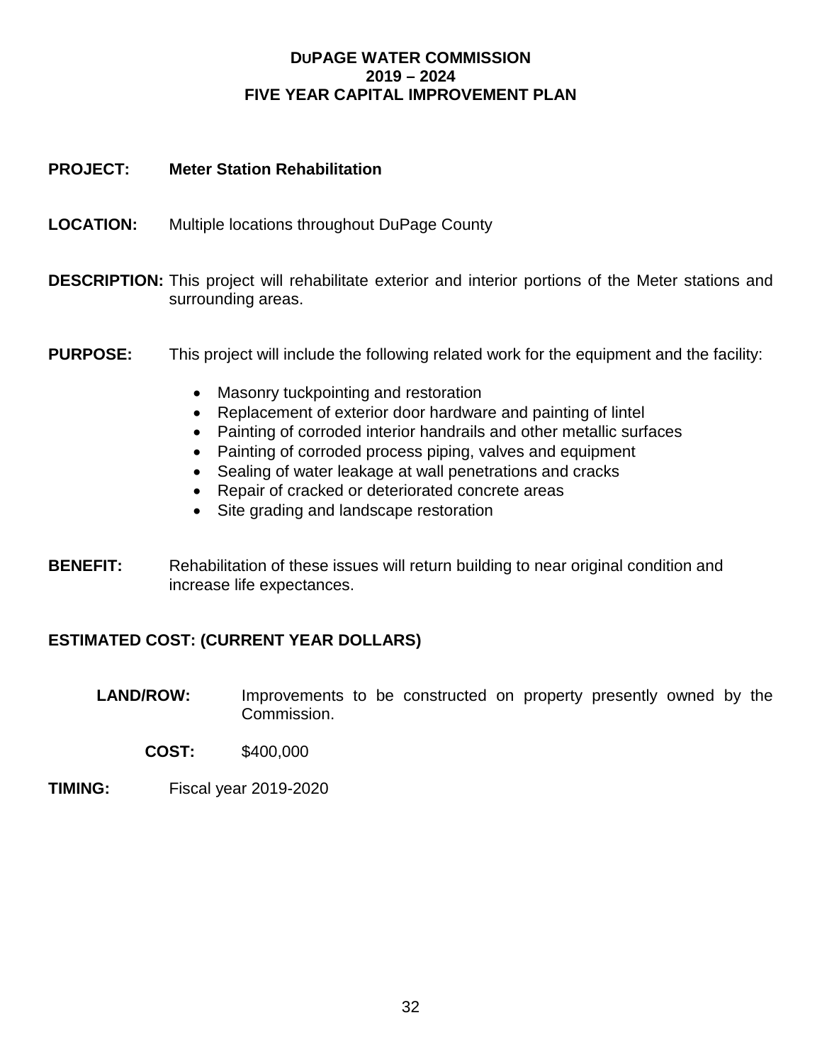**DUPAGE WATER COMMISSION**
**2019 – 2024**
**FIVE YEAR CAPITAL IMPROVEMENT PLAN**

**PROJECT:** **Meter Station Rehabilitation**

**LOCATION:** Multiple locations throughout DuPage County

**DESCRIPTION:** This project will rehabilitate exterior and interior portions of the Meter stations and surrounding areas.

**PURPOSE:** This project will include the following related work for the equipment and the facility:

- Masonry tuckpointing and restoration
- Replacement of exterior door hardware and painting of lintel
- Painting of corroded interior handrails and other metallic surfaces
- Painting of corroded process piping, valves and equipment
- Sealing of water leakage at wall penetrations and cracks
- Repair of cracked or deteriorated concrete areas
- Site grading and landscape restoration

**BENEFIT:** Rehabilitation of these issues will return building to near original condition and increase life expectancies.

**ESTIMATED COST: (CURRENT YEAR DOLLARS)**

**LAND/ROW:** Improvements to be constructed on property presently owned by the Commission.

**COST:** $400,000

**TIMING:** Fiscal year 2019-2020